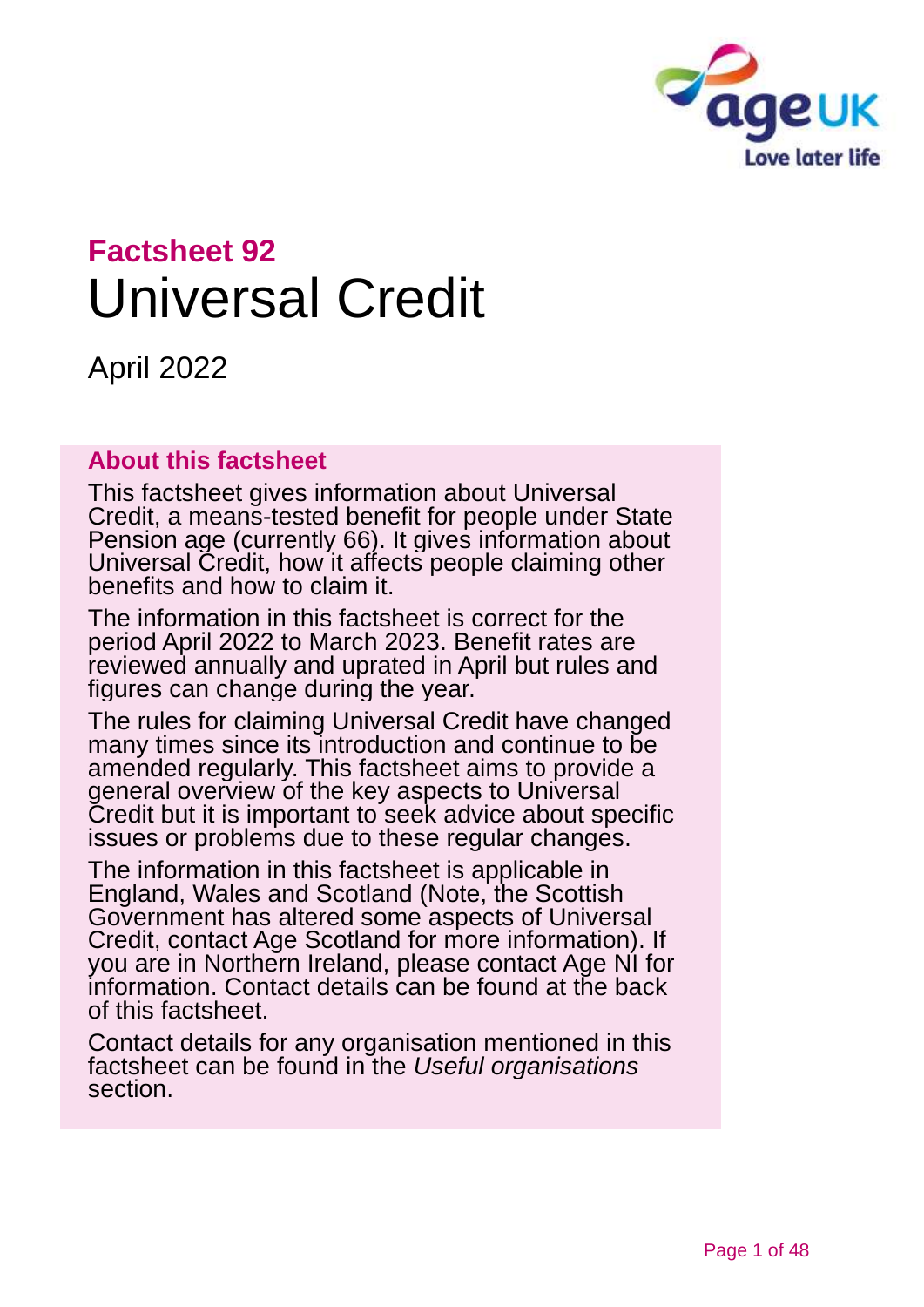## Factsheet 92

# Universal Credit

April 2022

### About this factsheet

This factsheet gives information about Universal Credit, a means-tested benefit for people under State Pension age (currently 66). It gives information about Universal Credit, how it affects people claiming other benefits and how to claim it.

The information in this factsheet is correct for the period April 2022 to March 2023. Benefit rates are reviewed annually and uprated in April but rules and figures can change during the year.

The rules for claiming Universal Credit have changed many times since its introduction and continue to be amended regularly. This factsheet aims to provide a general overview of the key aspects to Universal Credit but it is important to seek advice about specific issues or problems due to these regular changes.

The information in this factsheet is applicable in England, Wales and Scotland (Note, the Scottish Government has altered some aspects of Universal Credit, contact Age Scotland for more information). If you are in Northern Ireland, please contact Age NI for information. Contact details can be found at the back of this factsheet.

Contact details for any organisation mentioned in this factsheet can be found in the *Useful organisations* section.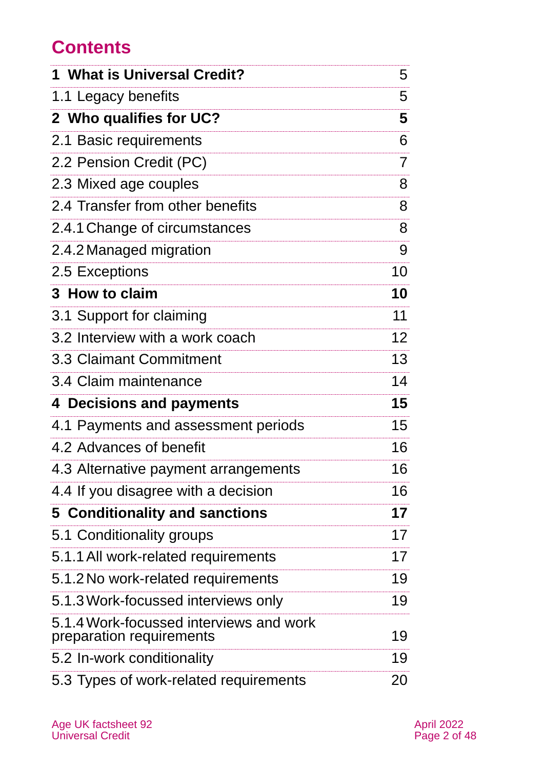## Contents

| | |
|---|---|
| **1 What is Universal Credit?** | 5 |
| 1.1 Legacy benefits | 5 |
| **2 Who qualifies for UC?** | **5** |
| 2.1 Basic requirements | 6 |
| 2.2 Pension Credit (PC) | 7 |
| 2.3 Mixed age couples | 8 |
| 2.4 Transfer from other benefits | 8 |
| 2.4.1 Change of circumstances | 8 |
| 2.4.2 Managed migration | 9 |
| 2.5 Exceptions | 10 |
| **3 How to claim** | **10** |
| 3.1 Support for claiming | 11 |
| 3.2 Interview with a work coach | 12 |
| 3.3 Claimant Commitment | 13 |
| 3.4 Claim maintenance | 14 |
| **4 Decisions and payments** | **15** |
| 4.1 Payments and assessment periods | 15 |
| 4.2 Advances of benefit | 16 |
| 4.3 Alternative payment arrangements | 16 |
| 4.4 If you disagree with a decision | 16 |
| **5 Conditionality and sanctions** | **17** |
| 5.1 Conditionality groups | 17 |
| 5.1.1 All work-related requirements | 17 |
| 5.1.2 No work-related requirements | 19 |
| 5.1.3 Work-focussed interviews only | 19 |
| 5.1.4 Work-focussed interviews and work preparation requirements | 19 |
| 5.2 In-work conditionality | 19 |
| 5.3 Types of work-related requirements | 20 |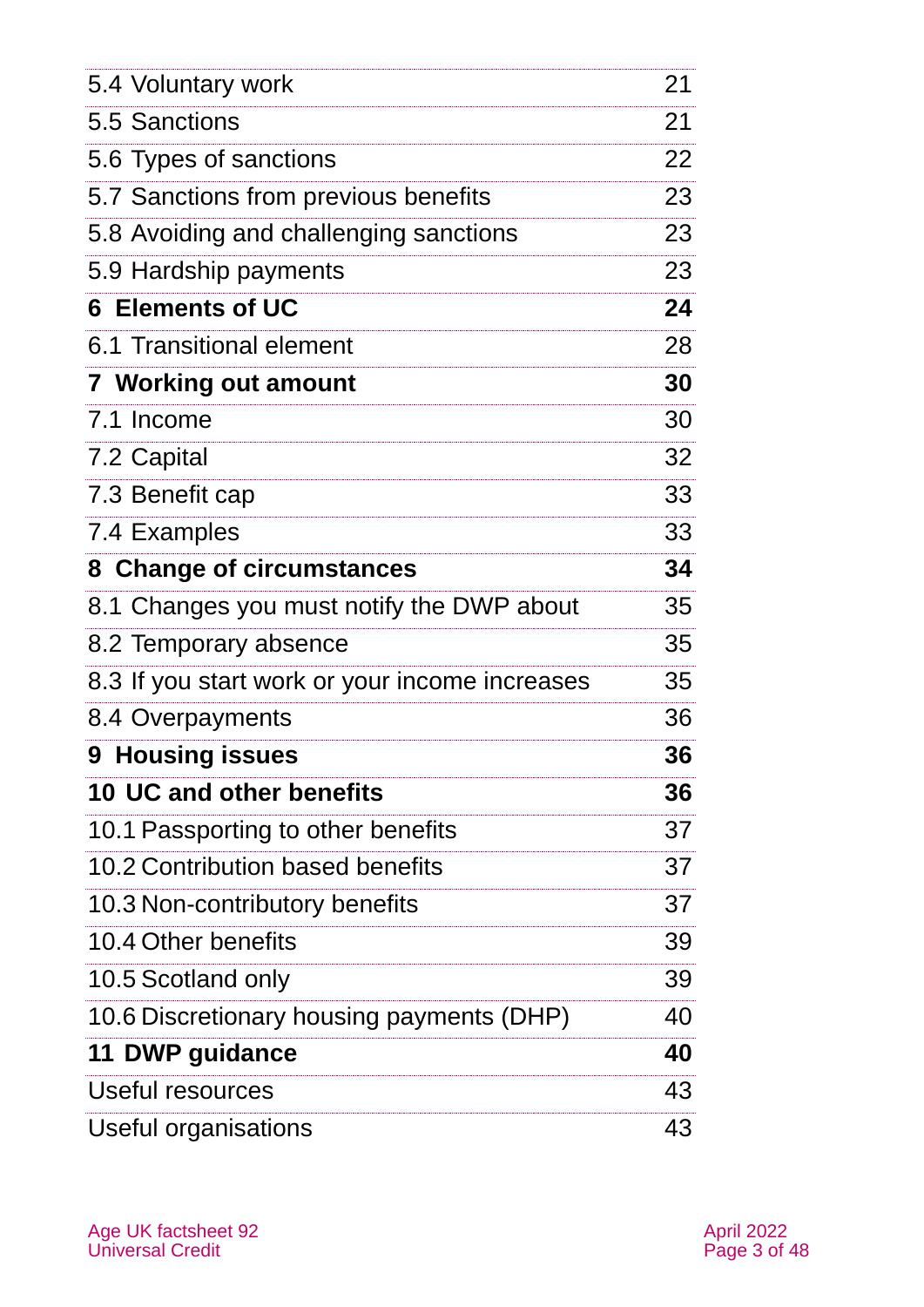| | |
|---|---|
| 5.4 Voluntary work | 21 |
| 5.5 Sanctions | 21 |
| 5.6 Types of sanctions | 22 |
| 5.7 Sanctions from previous benefits | 23 |
| 5.8 Avoiding and challenging sanctions | 23 |
| 5.9 Hardship payments | 23 |
| **6 Elements of UC** | **24** |
| 6.1 Transitional element | 28 |
| **7 Working out amount** | **30** |
| 7.1 Income | 30 |
| 7.2 Capital | 32 |
| 7.3 Benefit cap | 33 |
| 7.4 Examples | 33 |
| **8 Change of circumstances** | **34** |
| 8.1 Changes you must notify the DWP about | 35 |
| 8.2 Temporary absence | 35 |
| 8.3 If you start work or your income increases | 35 |
| 8.4 Overpayments | 36 |
| **9 Housing issues** | **36** |
| **10 UC and other benefits** | **36** |
| 10.1 Passporting to other benefits | 37 |
| 10.2 Contribution based benefits | 37 |
| 10.3 Non-contributory benefits | 37 |
| 10.4 Other benefits | 39 |
| 10.5 Scotland only | 39 |
| 10.6 Discretionary housing payments (DHP) | 40 |
| **11 DWP guidance** | **40** |
| Useful resources | 43 |
| Useful organisations | 43 |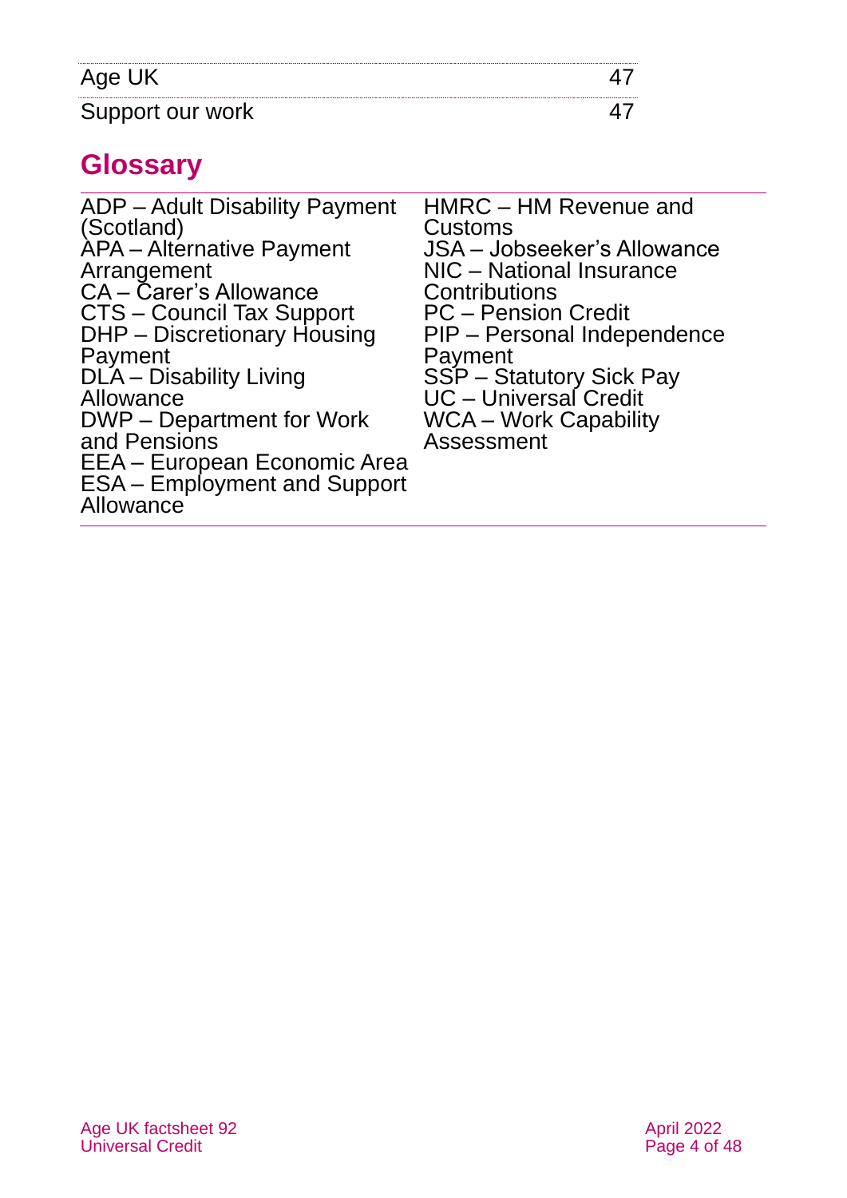| Age UK | 47 |
|---|---|
| Support our work | 47 |

## Glossary

ADP – Adult Disability Payment (Scotland)
APA – Alternative Payment Arrangement
CA – Carer's Allowance
CTS – Council Tax Support
DHP – Discretionary Housing Payment
DLA – Disability Living Allowance
DWP – Department for Work and Pensions
EEA – European Economic Area
ESA – Employment and Support Allowance
HMRC – HM Revenue and Customs
JSA – Jobseeker's Allowance
NIC – National Insurance Contributions
PC – Pension Credit
PIP – Personal Independence Payment
SSP – Statutory Sick Pay
UC – Universal Credit
WCA – Work Capability Assessment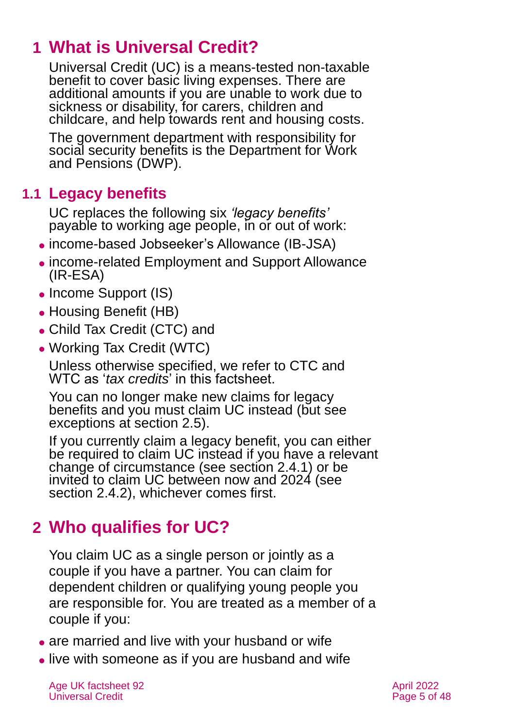# 1 What is Universal Credit?

Universal Credit (UC) is a means-tested non-taxable benefit to cover basic living expenses. There are additional amounts if you are unable to work due to sickness or disability, for carers, children and childcare, and help towards rent and housing costs.

The government department with responsibility for social security benefits is the Department for Work and Pensions (DWP).

## 1.1 Legacy benefits

UC replaces the following six *'legacy benefits'* payable to working age people, in or out of work:

- income-based Jobseeker's Allowance (IB-JSA)
- income-related Employment and Support Allowance (IR-ESA)
- Income Support (IS)
- Housing Benefit (HB)
- Child Tax Credit (CTC) and
- Working Tax Credit (WTC)

Unless otherwise specified, we refer to CTC and WTC as '*tax credits*' in this factsheet.

You can no longer make new claims for legacy benefits and you must claim UC instead (but see exceptions at section 2.5).

If you currently claim a legacy benefit, you can either be required to claim UC instead if you have a relevant change of circumstance (see section 2.4.1) or be invited to claim UC between now and 2024 (see section 2.4.2), whichever comes first.

# 2 Who qualifies for UC?

You claim UC as a single person or jointly as a couple if you have a partner. You can claim for dependent children or qualifying young people you are responsible for. You are treated as a member of a couple if you:

- are married and live with your husband or wife
- live with someone as if you are husband and wife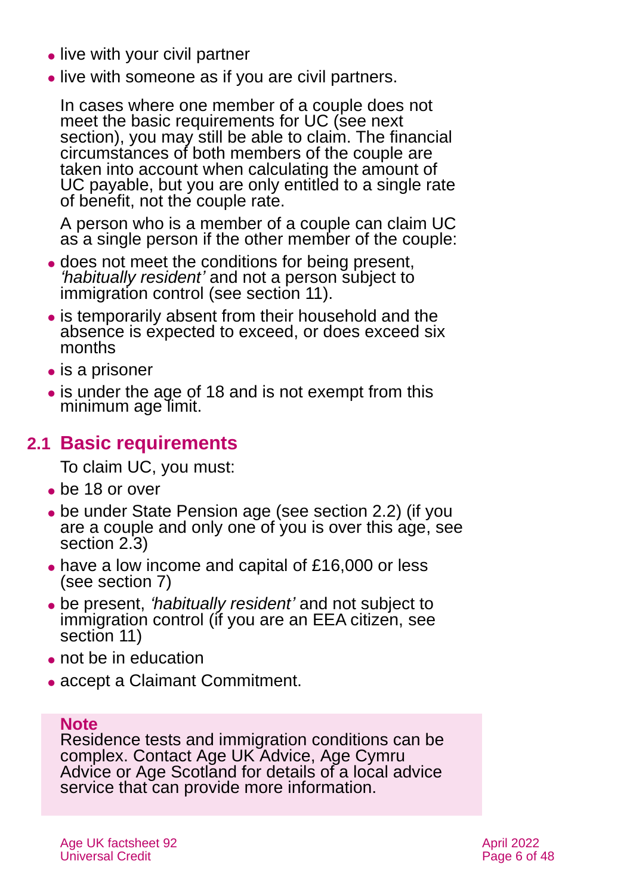- live with your civil partner
- live with someone as if you are civil partners.

In cases where one member of a couple does not meet the basic requirements for UC (see next section), you may still be able to claim. The financial circumstances of both members of the couple are taken into account when calculating the amount of UC payable, but you are only entitled to a single rate of benefit, not the couple rate.

A person who is a member of a couple can claim UC as a single person if the other member of the couple:

- does not meet the conditions for being present, *'habitually resident'* and not a person subject to immigration control (see section 11).
- is temporarily absent from their household and the absence is expected to exceed, or does exceed six months
- is a prisoner
- is under the age of 18 and is not exempt from this minimum age limit.

## 2.1 Basic requirements

To claim UC, you must:

- be 18 or over
- be under State Pension age (see section 2.2) (if you are a couple and only one of you is over this age, see section 2.3)
- have a low income and capital of £16,000 or less (see section 7)
- be present, *'habitually resident'* and not subject to immigration control (if you are an EEA citizen, see section 11)
- not be in education
- accept a Claimant Commitment.

> **Note**
> Residence tests and immigration conditions can be complex. Contact Age UK Advice, Age Cymru Advice or Age Scotland for details of a local advice service that can provide more information.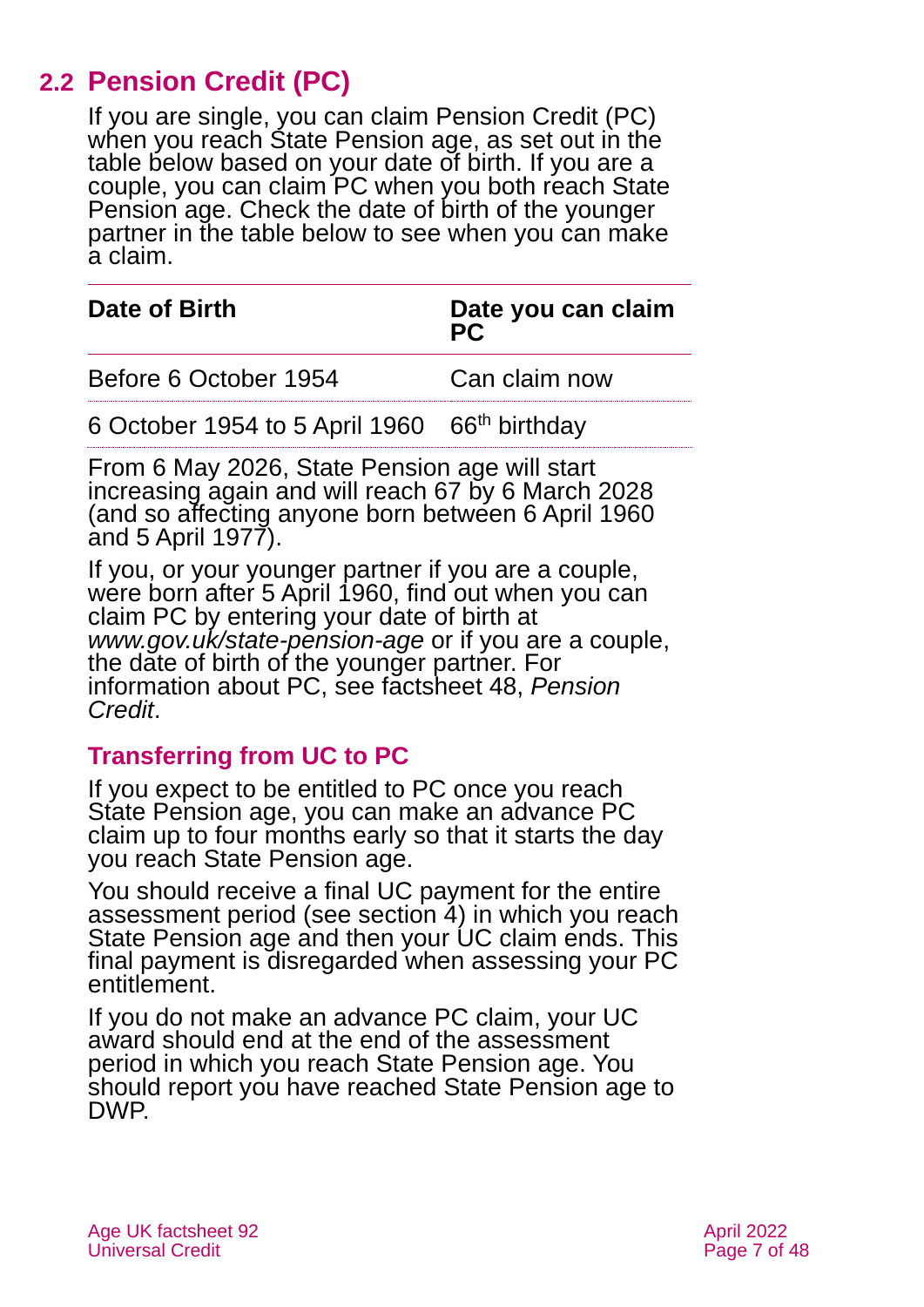## 2.2 Pension Credit (PC)

If you are single, you can claim Pension Credit (PC) when you reach State Pension age, as set out in the table below based on your date of birth. If you are a couple, you can claim PC when you both reach State Pension age. Check the date of birth of the younger partner in the table below to see when you can make a claim.

| Date of Birth | Date you can claim PC |
|---|---|
| Before 6 October 1954 | Can claim now |
| 6 October 1954 to 5 April 1960 | 66th birthday |

From 6 May 2026, State Pension age will start increasing again and will reach 67 by 6 March 2028 (and so affecting anyone born between 6 April 1960 and 5 April 1977).

If you, or your younger partner if you are a couple, were born after 5 April 1960, find out when you can claim PC by entering your date of birth at *www.gov.uk/state-pension-age* or if you are a couple, the date of birth of the younger partner. For information about PC, see factsheet 48, *Pension Credit*.

### Transferring from UC to PC

If you expect to be entitled to PC once you reach State Pension age, you can make an advance PC claim up to four months early so that it starts the day you reach State Pension age.

You should receive a final UC payment for the entire assessment period (see section 4) in which you reach State Pension age and then your UC claim ends. This final payment is disregarded when assessing your PC entitlement.

If you do not make an advance PC claim, your UC award should end at the end of the assessment period in which you reach State Pension age. You should report you have reached State Pension age to DWP.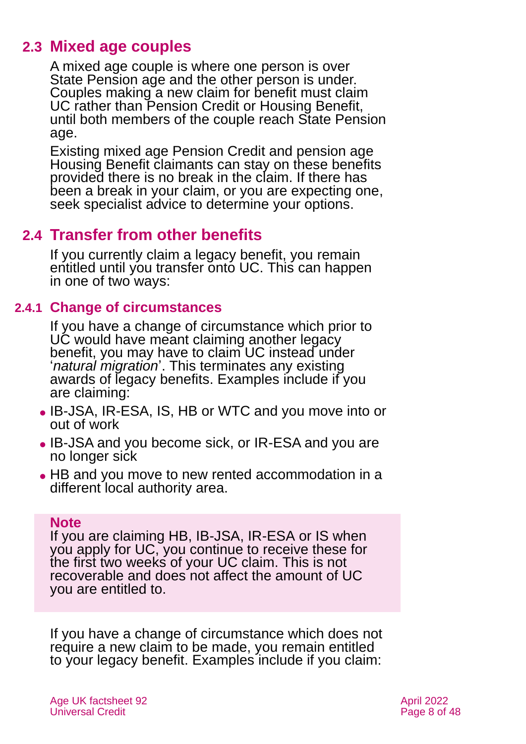## 2.3 Mixed age couples

A mixed age couple is where one person is over State Pension age and the other person is under. Couples making a new claim for benefit must claim UC rather than Pension Credit or Housing Benefit, until both members of the couple reach State Pension age.

Existing mixed age Pension Credit and pension age Housing Benefit claimants can stay on these benefits provided there is no break in the claim. If there has been a break in your claim, or you are expecting one, seek specialist advice to determine your options.

## 2.4 Transfer from other benefits

If you currently claim a legacy benefit, you remain entitled until you transfer onto UC. This can happen in one of two ways:

### 2.4.1 Change of circumstances

If you have a change of circumstance which prior to UC would have meant claiming another legacy benefit, you may have to claim UC instead under '*natural migration*'. This terminates any existing awards of legacy benefits. Examples include if you are claiming:

- IB-JSA, IR-ESA, IS, HB or WTC and you move into or out of work
- IB-JSA and you become sick, or IR-ESA and you are no longer sick
- HB and you move to new rented accommodation in a different local authority area.

**Note**
If you are claiming HB, IB-JSA, IR-ESA or IS when you apply for UC, you continue to receive these for the first two weeks of your UC claim. This is not recoverable and does not affect the amount of UC you are entitled to.

If you have a change of circumstance which does not require a new claim to be made, you remain entitled to your legacy benefit. Examples include if you claim: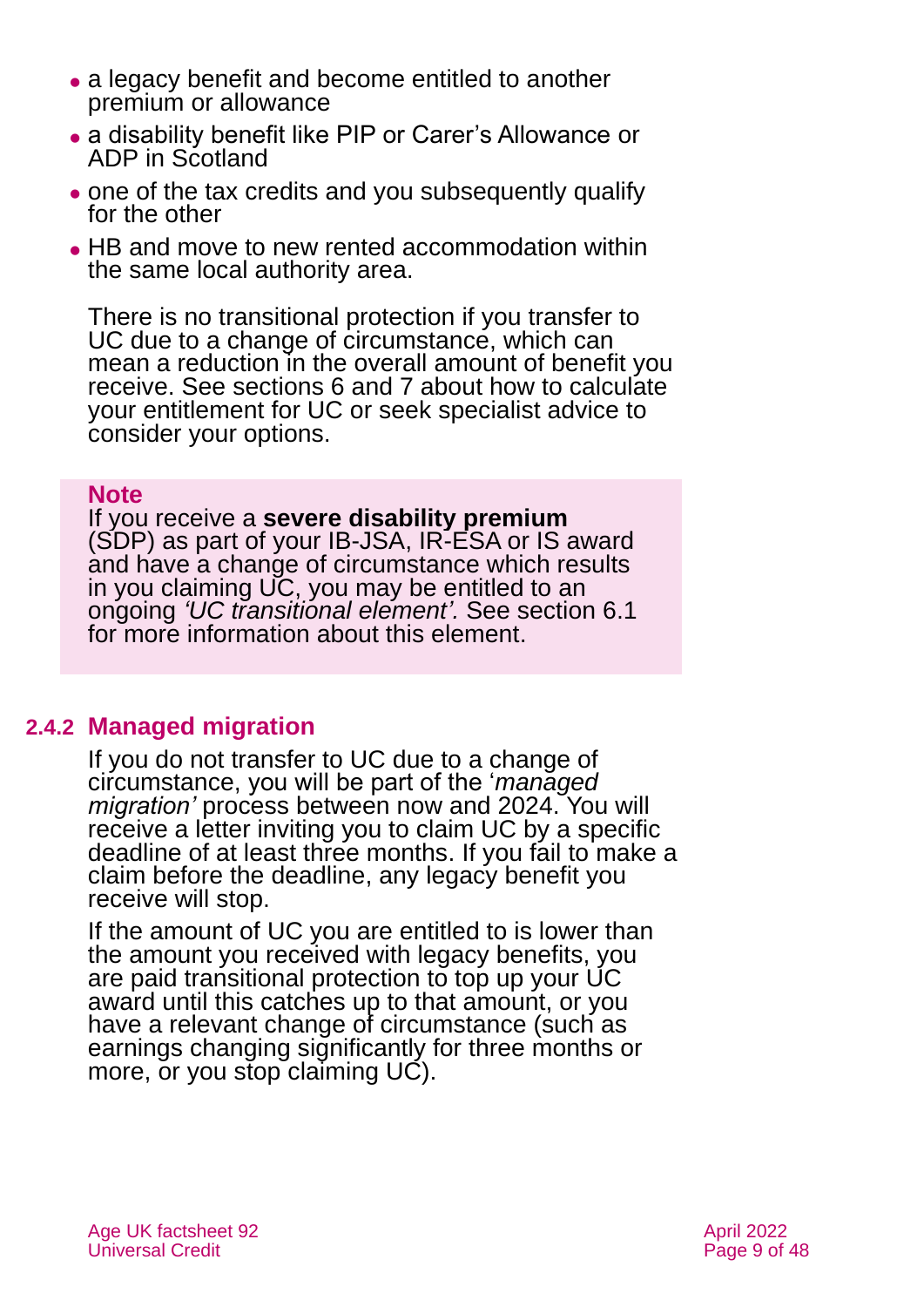- a legacy benefit and become entitled to another premium or allowance
- a disability benefit like PIP or Carer's Allowance or ADP in Scotland
- one of the tax credits and you subsequently qualify for the other
- HB and move to new rented accommodation within the same local authority area.

There is no transitional protection if you transfer to UC due to a change of circumstance, which can mean a reduction in the overall amount of benefit you receive. See sections 6 and 7 about how to calculate your entitlement for UC or seek specialist advice to consider your options.

> **Note**
>
> If you receive a **severe disability premium** (SDP) as part of your IB-JSA, IR-ESA or IS award and have a change of circumstance which results in you claiming UC, you may be entitled to an ongoing *'UC transitional element'*. See section 6.1 for more information about this element.

### 2.4.2 Managed migration

If you do not transfer to UC due to a change of circumstance, you will be part of the '*managed migration'* process between now and 2024. You will receive a letter inviting you to claim UC by a specific deadline of at least three months. If you fail to make a claim before the deadline, any legacy benefit you receive will stop.

If the amount of UC you are entitled to is lower than the amount you received with legacy benefits, you are paid transitional protection to top up your UC award until this catches up to that amount, or you have a relevant change of circumstance (such as earnings changing significantly for three months or more, or you stop claiming UC).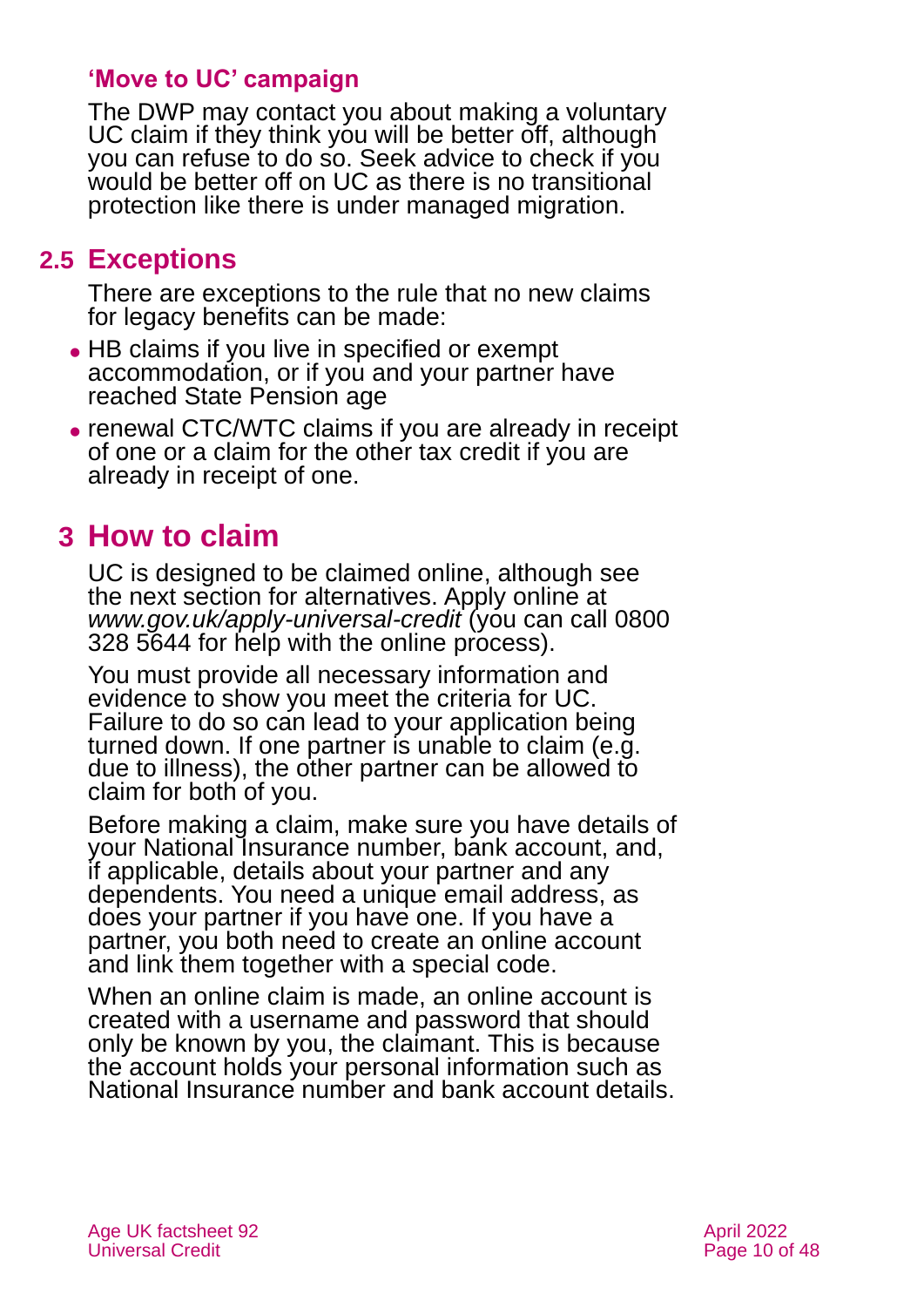### 'Move to UC' campaign

The DWP may contact you about making a voluntary UC claim if they think you will be better off, although you can refuse to do so. Seek advice to check if you would be better off on UC as there is no transitional protection like there is under managed migration.

## 2.5 Exceptions

There are exceptions to the rule that no new claims for legacy benefits can be made:

- HB claims if you live in specified or exempt accommodation, or if you and your partner have reached State Pension age
- renewal CTC/WTC claims if you are already in receipt of one or a claim for the other tax credit if you are already in receipt of one.

# 3 How to claim

UC is designed to be claimed online, although see the next section for alternatives. Apply online at *www.gov.uk/apply-universal-credit* (you can call 0800 328 5644 for help with the online process).

You must provide all necessary information and evidence to show you meet the criteria for UC. Failure to do so can lead to your application being turned down. If one partner is unable to claim (e.g. due to illness), the other partner can be allowed to claim for both of you.

Before making a claim, make sure you have details of your National Insurance number, bank account, and, if applicable, details about your partner and any dependents. You need a unique email address, as does your partner if you have one. If you have a partner, you both need to create an online account and link them together with a special code.

When an online claim is made, an online account is created with a username and password that should only be known by you, the claimant. This is because the account holds your personal information such as National Insurance number and bank account details.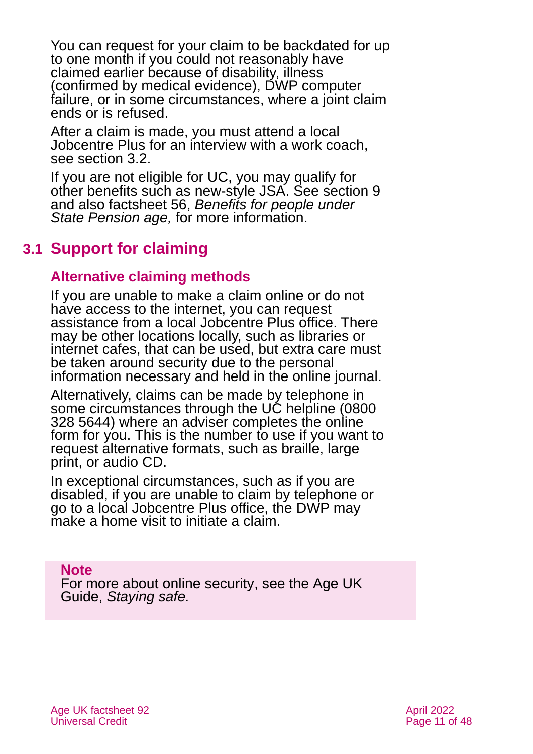You can request for your claim to be backdated for up to one month if you could not reasonably have claimed earlier because of disability, illness (confirmed by medical evidence), DWP computer failure, or in some circumstances, where a joint claim ends or is refused.

After a claim is made, you must attend a local Jobcentre Plus for an interview with a work coach, see section 3.2.

If you are not eligible for UC, you may qualify for other benefits such as new-style JSA. See section 9 and also factsheet 56, *Benefits for people under State Pension age,* for more information.

## 3.1 Support for claiming

### Alternative claiming methods

If you are unable to make a claim online or do not have access to the internet, you can request assistance from a local Jobcentre Plus office. There may be other locations locally, such as libraries or internet cafes, that can be used, but extra care must be taken around security due to the personal information necessary and held in the online journal.

Alternatively, claims can be made by telephone in some circumstances through the UC helpline (0800 328 5644) where an adviser completes the online form for you. This is the number to use if you want to request alternative formats, such as braille, large print, or audio CD.

In exceptional circumstances, such as if you are disabled, if you are unable to claim by telephone or go to a local Jobcentre Plus office, the DWP may make a home visit to initiate a claim.

**Note**
For more about online security, see the Age UK Guide, *Staying safe.*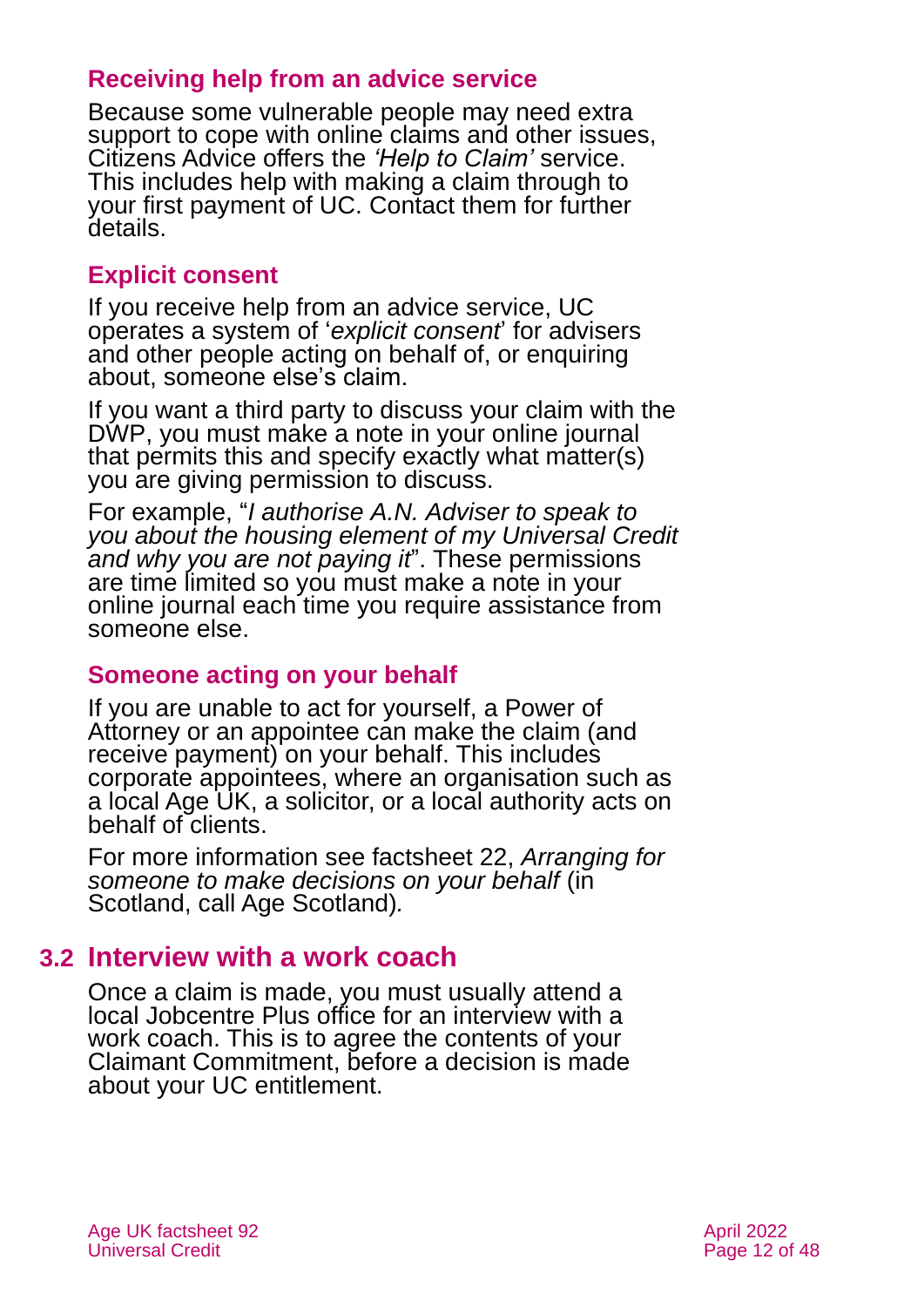### Receiving help from an advice service

Because some vulnerable people may need extra support to cope with online claims and other issues, Citizens Advice offers the *'Help to Claim'* service. This includes help with making a claim through to your first payment of UC. Contact them for further details.

### Explicit consent

If you receive help from an advice service, UC operates a system of '*explicit consent*' for advisers and other people acting on behalf of, or enquiring about, someone else's claim.

If you want a third party to discuss your claim with the DWP, you must make a note in your online journal that permits this and specify exactly what matter(s) you are giving permission to discuss.

For example, "*I authorise A.N. Adviser to speak to you about the housing element of my Universal Credit and why you are not paying it*". These permissions are time limited so you must make a note in your online journal each time you require assistance from someone else.

### Someone acting on your behalf

If you are unable to act for yourself, a Power of Attorney or an appointee can make the claim (and receive payment) on your behalf. This includes corporate appointees, where an organisation such as a local Age UK, a solicitor, or a local authority acts on behalf of clients.

For more information see factsheet 22, *Arranging for someone to make decisions on your behalf* (in Scotland, call Age Scotland).

## 3.2 Interview with a work coach

Once a claim is made, you must usually attend a local Jobcentre Plus office for an interview with a work coach. This is to agree the contents of your Claimant Commitment, before a decision is made about your UC entitlement.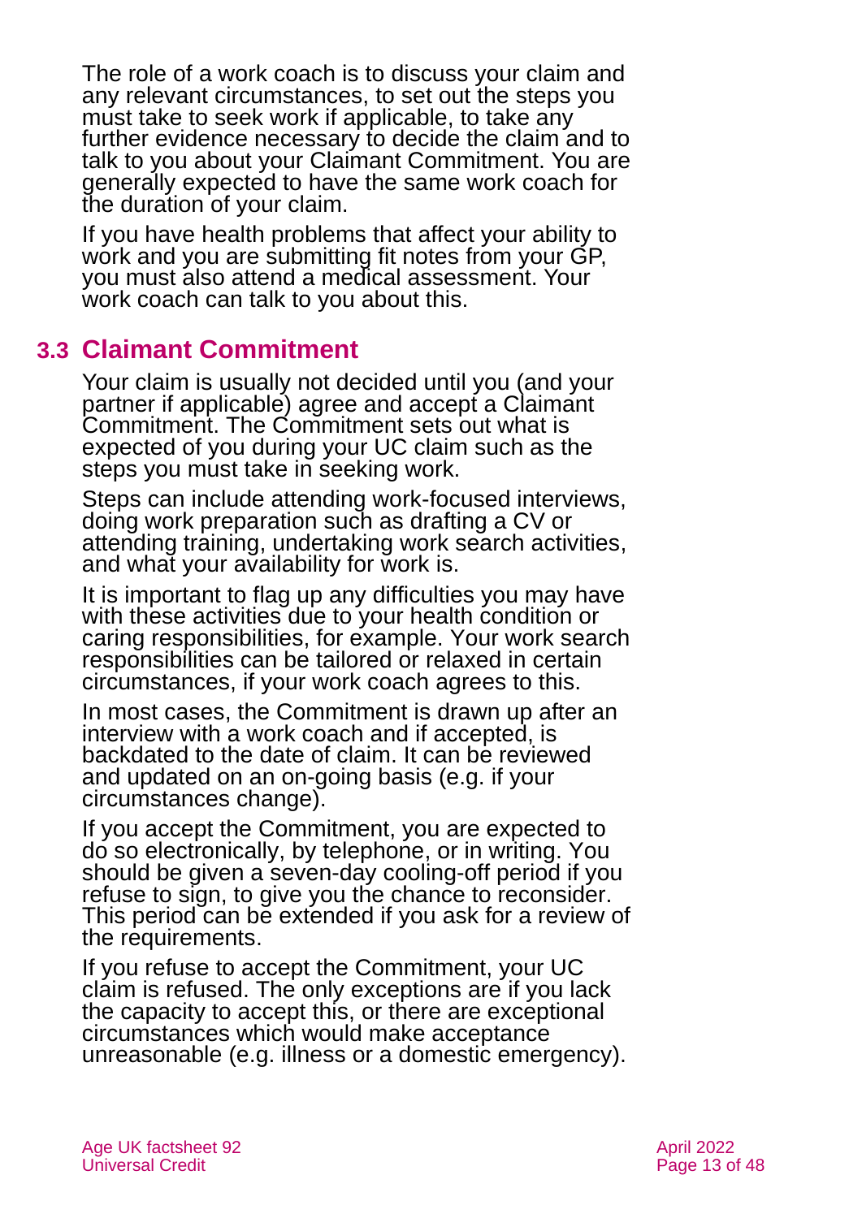The role of a work coach is to discuss your claim and any relevant circumstances, to set out the steps you must take to seek work if applicable, to take any further evidence necessary to decide the claim and to talk to you about your Claimant Commitment. You are generally expected to have the same work coach for the duration of your claim.

If you have health problems that affect your ability to work and you are submitting fit notes from your GP, you must also attend a medical assessment. Your work coach can talk to you about this.

## 3.3 Claimant Commitment

Your claim is usually not decided until you (and your partner if applicable) agree and accept a Claimant Commitment. The Commitment sets out what is expected of you during your UC claim such as the steps you must take in seeking work.

Steps can include attending work-focused interviews, doing work preparation such as drafting a CV or attending training, undertaking work search activities, and what your availability for work is.

It is important to flag up any difficulties you may have with these activities due to your health condition or caring responsibilities, for example. Your work search responsibilities can be tailored or relaxed in certain circumstances, if your work coach agrees to this.

In most cases, the Commitment is drawn up after an interview with a work coach and if accepted, is backdated to the date of claim. It can be reviewed and updated on an on-going basis (e.g. if your circumstances change).

If you accept the Commitment, you are expected to do so electronically, by telephone, or in writing. You should be given a seven-day cooling-off period if you refuse to sign, to give you the chance to reconsider. This period can be extended if you ask for a review of the requirements.

If you refuse to accept the Commitment, your UC claim is refused. The only exceptions are if you lack the capacity to accept this, or there are exceptional circumstances which would make acceptance unreasonable (e.g. illness or a domestic emergency).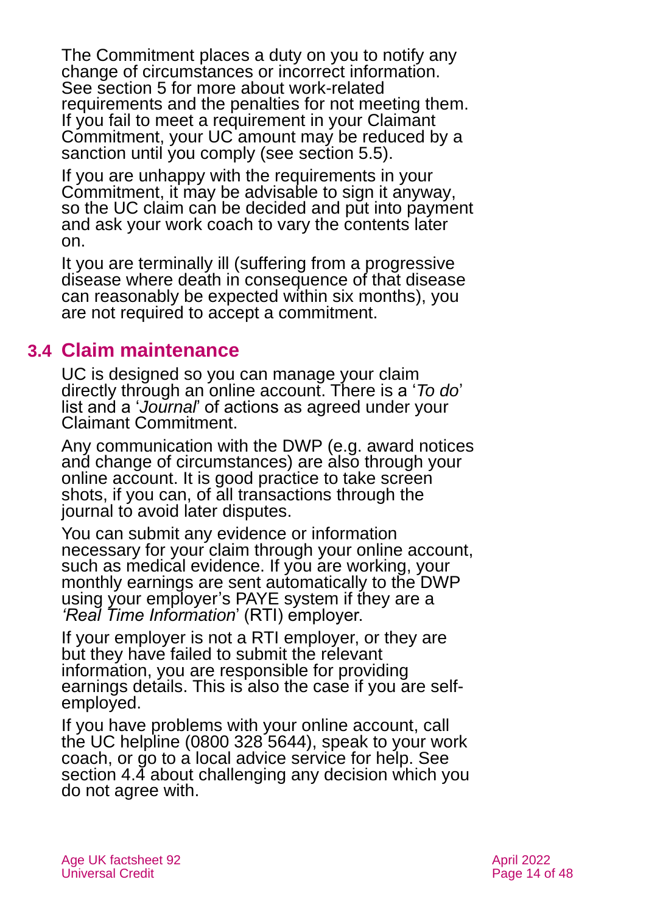The Commitment places a duty on you to notify any change of circumstances or incorrect information. See section 5 for more about work-related requirements and the penalties for not meeting them. If you fail to meet a requirement in your Claimant Commitment, your UC amount may be reduced by a sanction until you comply (see section 5.5).

If you are unhappy with the requirements in your Commitment, it may be advisable to sign it anyway, so the UC claim can be decided and put into payment and ask your work coach to vary the contents later on.

It you are terminally ill (suffering from a progressive disease where death in consequence of that disease can reasonably be expected within six months), you are not required to accept a commitment.

## 3.4 Claim maintenance

UC is designed so you can manage your claim directly through an online account. There is a '*To do*' list and a '*Journal*' of actions as agreed under your Claimant Commitment.

Any communication with the DWP (e.g. award notices and change of circumstances) are also through your online account. It is good practice to take screen shots, if you can, of all transactions through the journal to avoid later disputes.

You can submit any evidence or information necessary for your claim through your online account, such as medical evidence. If you are working, your monthly earnings are sent automatically to the DWP using your employer's PAYE system if they are a *'Real Time Information*' (RTI) employer.

If your employer is not a RTI employer, or they are but they have failed to submit the relevant information, you are responsible for providing earnings details. This is also the case if you are self-employed.

If you have problems with your online account, call the UC helpline (0800 328 5644), speak to your work coach, or go to a local advice service for help. See section 4.4 about challenging any decision which you do not agree with.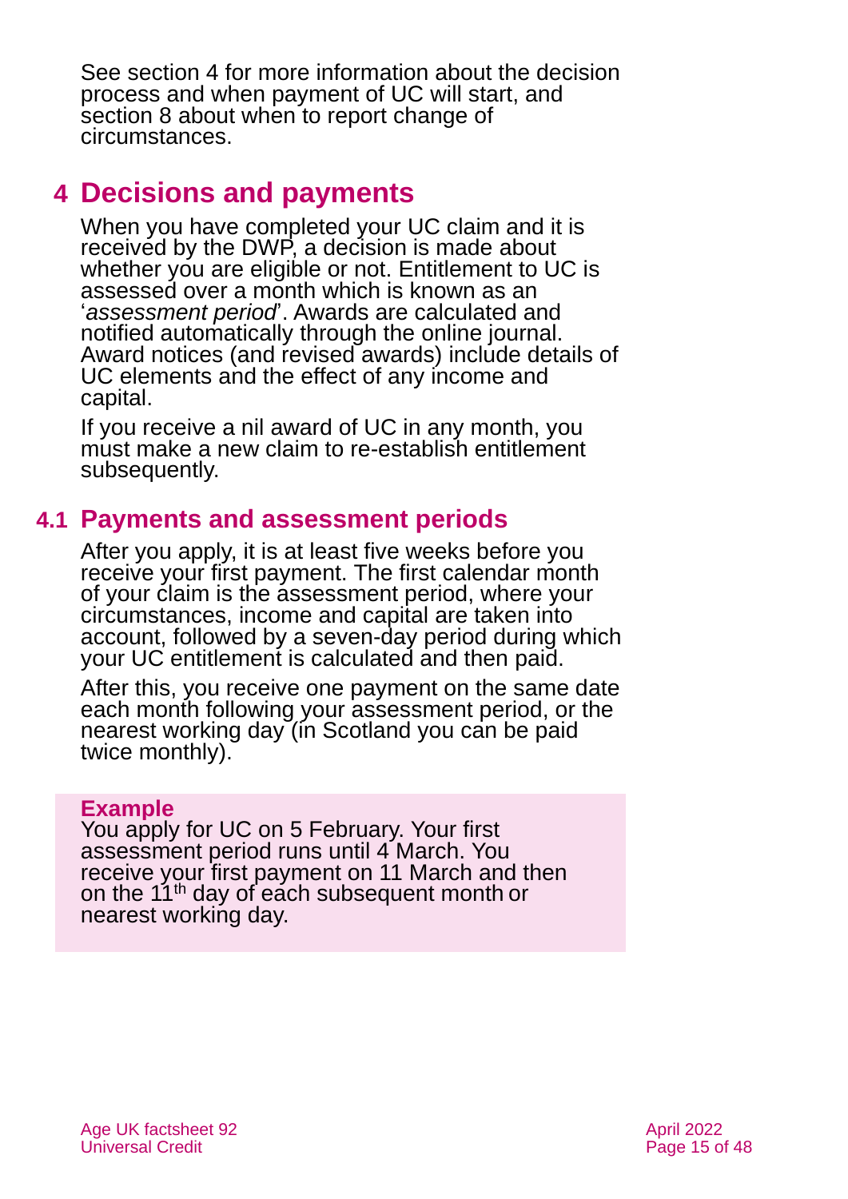See section 4 for more information about the decision process and when payment of UC will start, and section 8 about when to report change of circumstances.

# 4 Decisions and payments

When you have completed your UC claim and it is received by the DWP, a decision is made about whether you are eligible or not. Entitlement to UC is assessed over a month which is known as an '*assessment period*'. Awards are calculated and notified automatically through the online journal. Award notices (and revised awards) include details of UC elements and the effect of any income and capital.

If you receive a nil award of UC in any month, you must make a new claim to re-establish entitlement subsequently.

## 4.1 Payments and assessment periods

After you apply, it is at least five weeks before you receive your first payment. The first calendar month of your claim is the assessment period, where your circumstances, income and capital are taken into account, followed by a seven-day period during which your UC entitlement is calculated and then paid.

After this, you receive one payment on the same date each month following your assessment period, or the nearest working day (in Scotland you can be paid twice monthly).

**Example**
You apply for UC on 5 February. Your first assessment period runs until 4 March. You receive your first payment on 11 March and then on the 11th day of each subsequent month or nearest working day.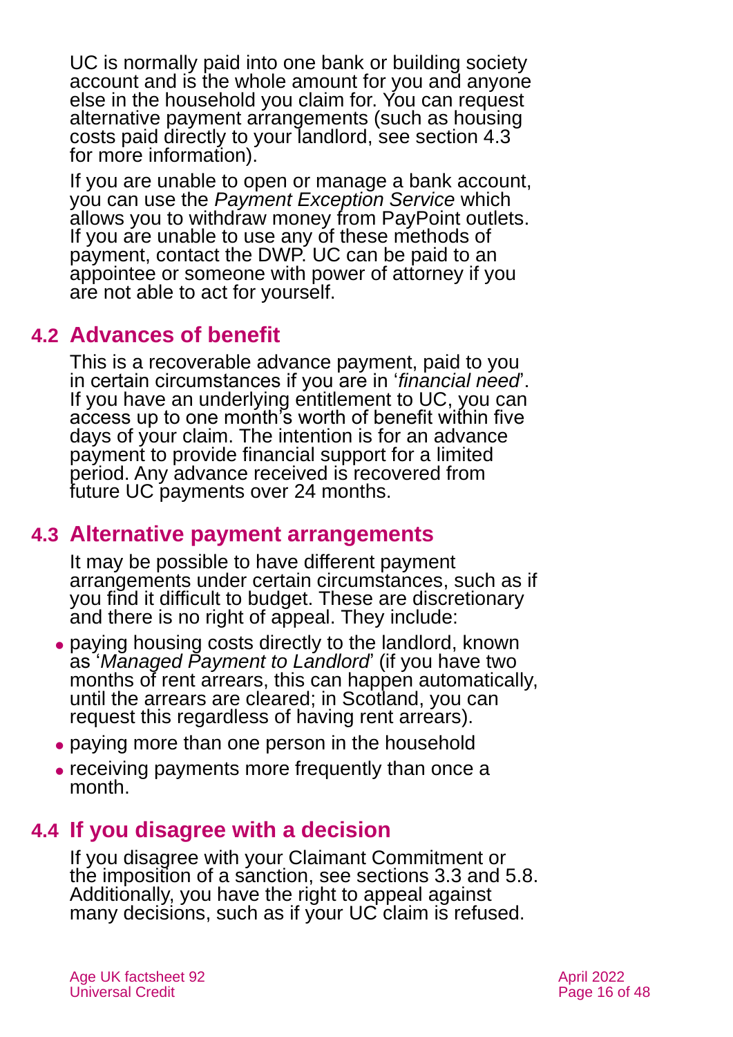UC is normally paid into one bank or building society account and is the whole amount for you and anyone else in the household you claim for. You can request alternative payment arrangements (such as housing costs paid directly to your landlord, see section 4.3 for more information).

If you are unable to open or manage a bank account, you can use the *Payment Exception Service* which allows you to withdraw money from PayPoint outlets. If you are unable to use any of these methods of payment, contact the DWP. UC can be paid to an appointee or someone with power of attorney if you are not able to act for yourself.

## 4.2 Advances of benefit

This is a recoverable advance payment, paid to you in certain circumstances if you are in '*financial need*'. If you have an underlying entitlement to UC, you can access up to one month's worth of benefit within five days of your claim. The intention is for an advance payment to provide financial support for a limited period. Any advance received is recovered from future UC payments over 24 months.

## 4.3 Alternative payment arrangements

It may be possible to have different payment arrangements under certain circumstances, such as if you find it difficult to budget. These are discretionary and there is no right of appeal. They include:

- paying housing costs directly to the landlord, known as '*Managed Payment to Landlord*' (if you have two months of rent arrears, this can happen automatically, until the arrears are cleared; in Scotland, you can request this regardless of having rent arrears).
- paying more than one person in the household
- receiving payments more frequently than once a month.

## 4.4 If you disagree with a decision

If you disagree with your Claimant Commitment or the imposition of a sanction, see sections 3.3 and 5.8. Additionally, you have the right to appeal against many decisions, such as if your UC claim is refused.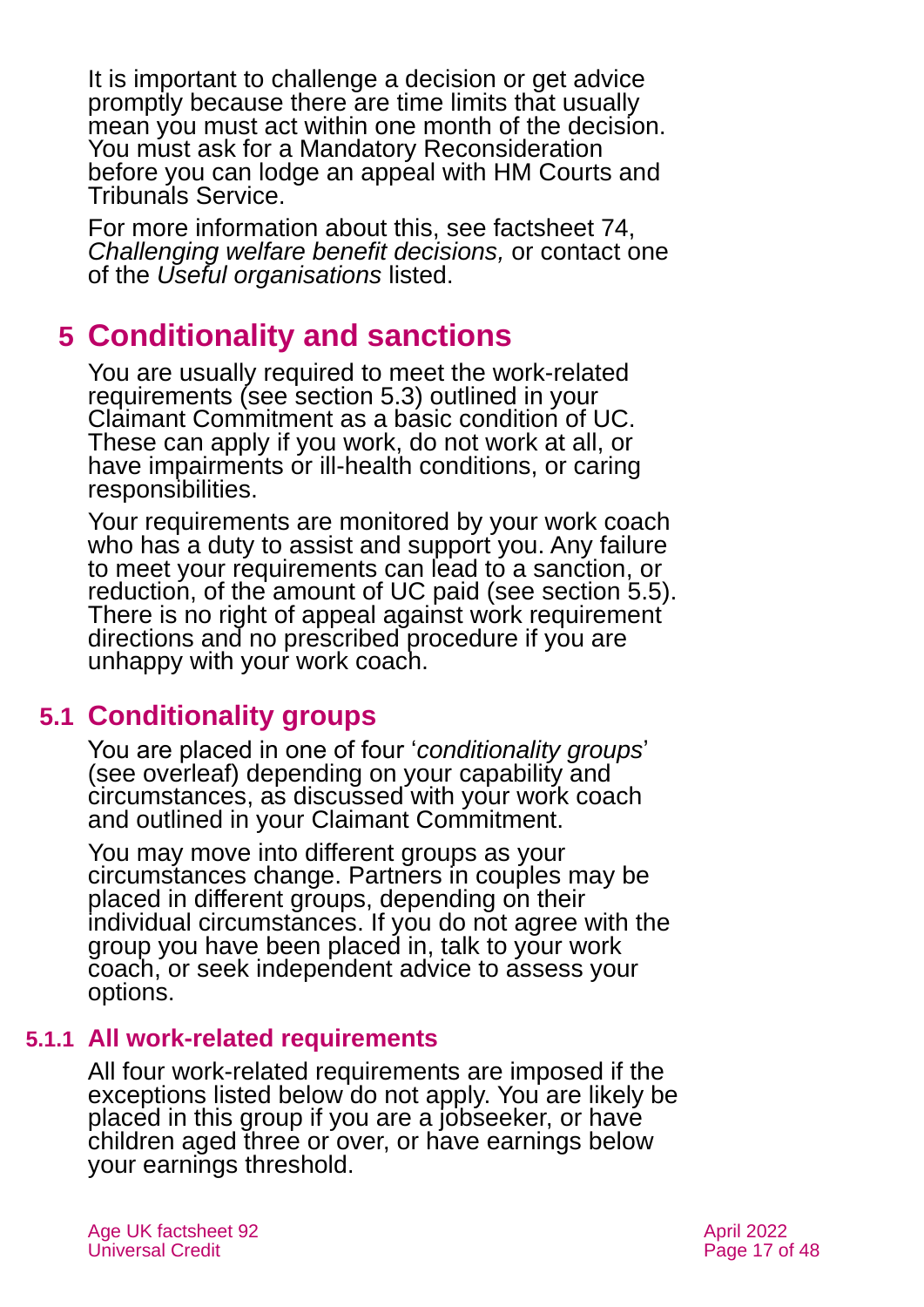It is important to challenge a decision or get advice promptly because there are time limits that usually mean you must act within one month of the decision. You must ask for a Mandatory Reconsideration before you can lodge an appeal with HM Courts and Tribunals Service.

For more information about this, see factsheet 74, *Challenging welfare benefit decisions,* or contact one of the *Useful organisations* listed.

# 5 Conditionality and sanctions

You are usually required to meet the work-related requirements (see section 5.3) outlined in your Claimant Commitment as a basic condition of UC. These can apply if you work, do not work at all, or have impairments or ill-health conditions, or caring responsibilities.

Your requirements are monitored by your work coach who has a duty to assist and support you. Any failure to meet your requirements can lead to a sanction, or reduction, of the amount of UC paid (see section 5.5). There is no right of appeal against work requirement directions and no prescribed procedure if you are unhappy with your work coach.

## 5.1 Conditionality groups

You are placed in one of four '*conditionality groups*' (see overleaf) depending on your capability and circumstances, as discussed with your work coach and outlined in your Claimant Commitment.

You may move into different groups as your circumstances change. Partners in couples may be placed in different groups, depending on their individual circumstances. If you do not agree with the group you have been placed in, talk to your work coach, or seek independent advice to assess your options.

### 5.1.1 All work-related requirements

All four work-related requirements are imposed if the exceptions listed below do not apply. You are likely be placed in this group if you are a jobseeker, or have children aged three or over, or have earnings below your earnings threshold.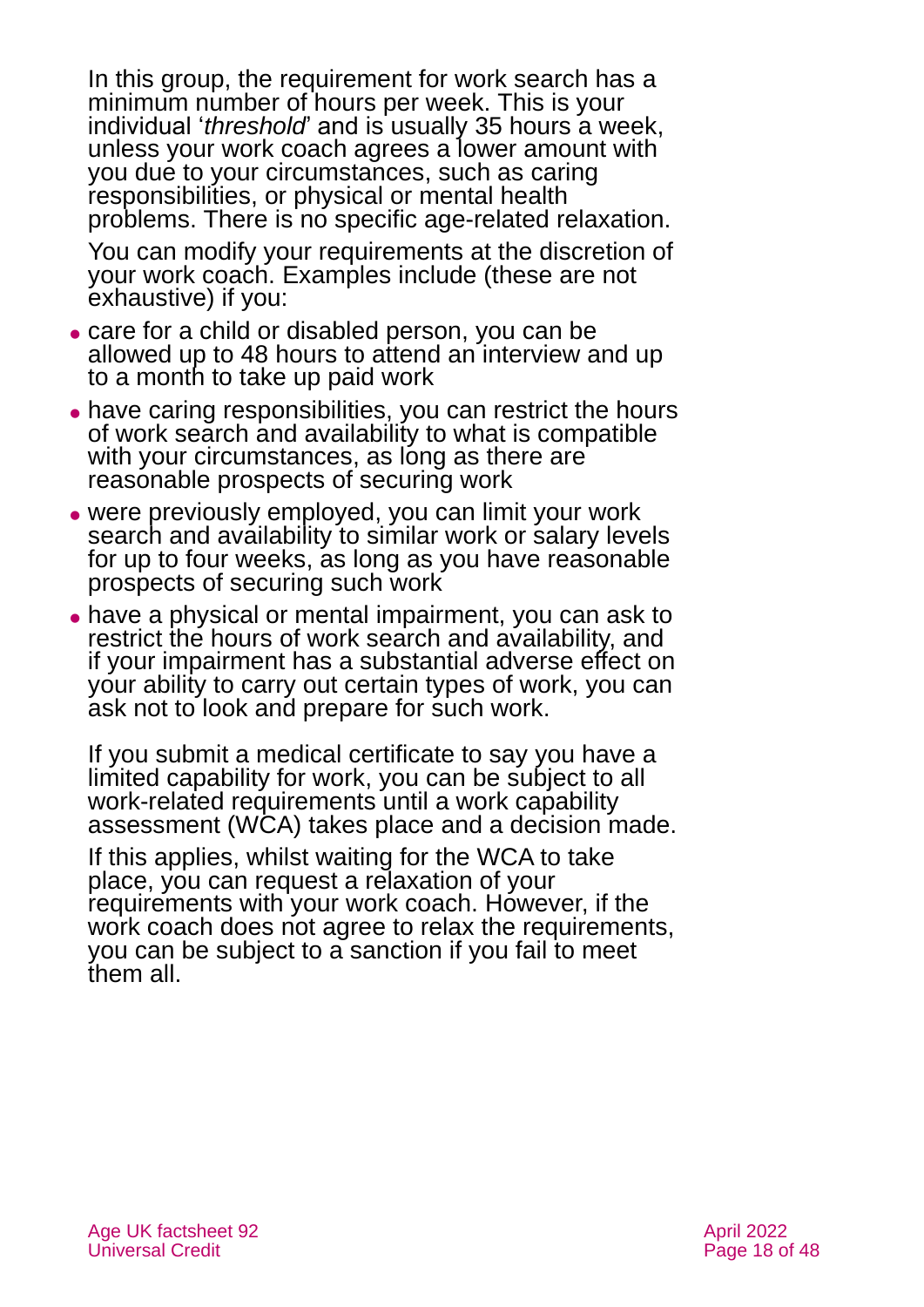In this group, the requirement for work search has a minimum number of hours per week. This is your individual '*threshold*' and is usually 35 hours a week, unless your work coach agrees a lower amount with you due to your circumstances, such as caring responsibilities, or physical or mental health problems. There is no specific age-related relaxation.

You can modify your requirements at the discretion of your work coach. Examples include (these are not exhaustive) if you:

- care for a child or disabled person, you can be allowed up to 48 hours to attend an interview and up to a month to take up paid work
- have caring responsibilities, you can restrict the hours of work search and availability to what is compatible with your circumstances, as long as there are reasonable prospects of securing work
- were previously employed, you can limit your work search and availability to similar work or salary levels for up to four weeks, as long as you have reasonable prospects of securing such work
- have a physical or mental impairment, you can ask to restrict the hours of work search and availability, and if your impairment has a substantial adverse effect on your ability to carry out certain types of work, you can ask not to look and prepare for such work.

If you submit a medical certificate to say you have a limited capability for work, you can be subject to all work-related requirements until a work capability assessment (WCA) takes place and a decision made.

If this applies, whilst waiting for the WCA to take place, you can request a relaxation of your requirements with your work coach. However, if the work coach does not agree to relax the requirements, you can be subject to a sanction if you fail to meet them all.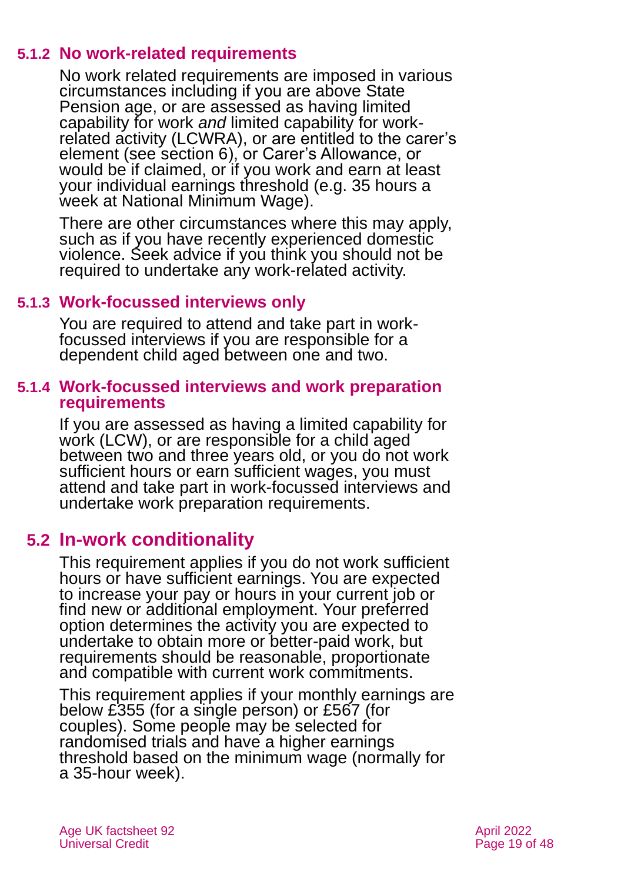### 5.1.2 No work-related requirements

No work related requirements are imposed in various circumstances including if you are above State Pension age, or are assessed as having limited capability for work *and* limited capability for work-related activity (LCWRA), or are entitled to the carer's element (see section 6), or Carer's Allowance, or would be if claimed, or if you work and earn at least your individual earnings threshold (e.g. 35 hours a week at National Minimum Wage).

There are other circumstances where this may apply, such as if you have recently experienced domestic violence. Seek advice if you think you should not be required to undertake any work-related activity.

### 5.1.3 Work-focussed interviews only

You are required to attend and take part in work-focussed interviews if you are responsible for a dependent child aged between one and two.

### 5.1.4 Work-focussed interviews and work preparation requirements

If you are assessed as having a limited capability for work (LCW), or are responsible for a child aged between two and three years old, or you do not work sufficient hours or earn sufficient wages, you must attend and take part in work-focussed interviews and undertake work preparation requirements.

## 5.2 In-work conditionality

This requirement applies if you do not work sufficient hours or have sufficient earnings. You are expected to increase your pay or hours in your current job or find new or additional employment. Your preferred option determines the activity you are expected to undertake to obtain more or better-paid work, but requirements should be reasonable, proportionate and compatible with current work commitments.

This requirement applies if your monthly earnings are below £355 (for a single person) or £567 (for couples). Some people may be selected for randomised trials and have a higher earnings threshold based on the minimum wage (normally for a 35-hour week).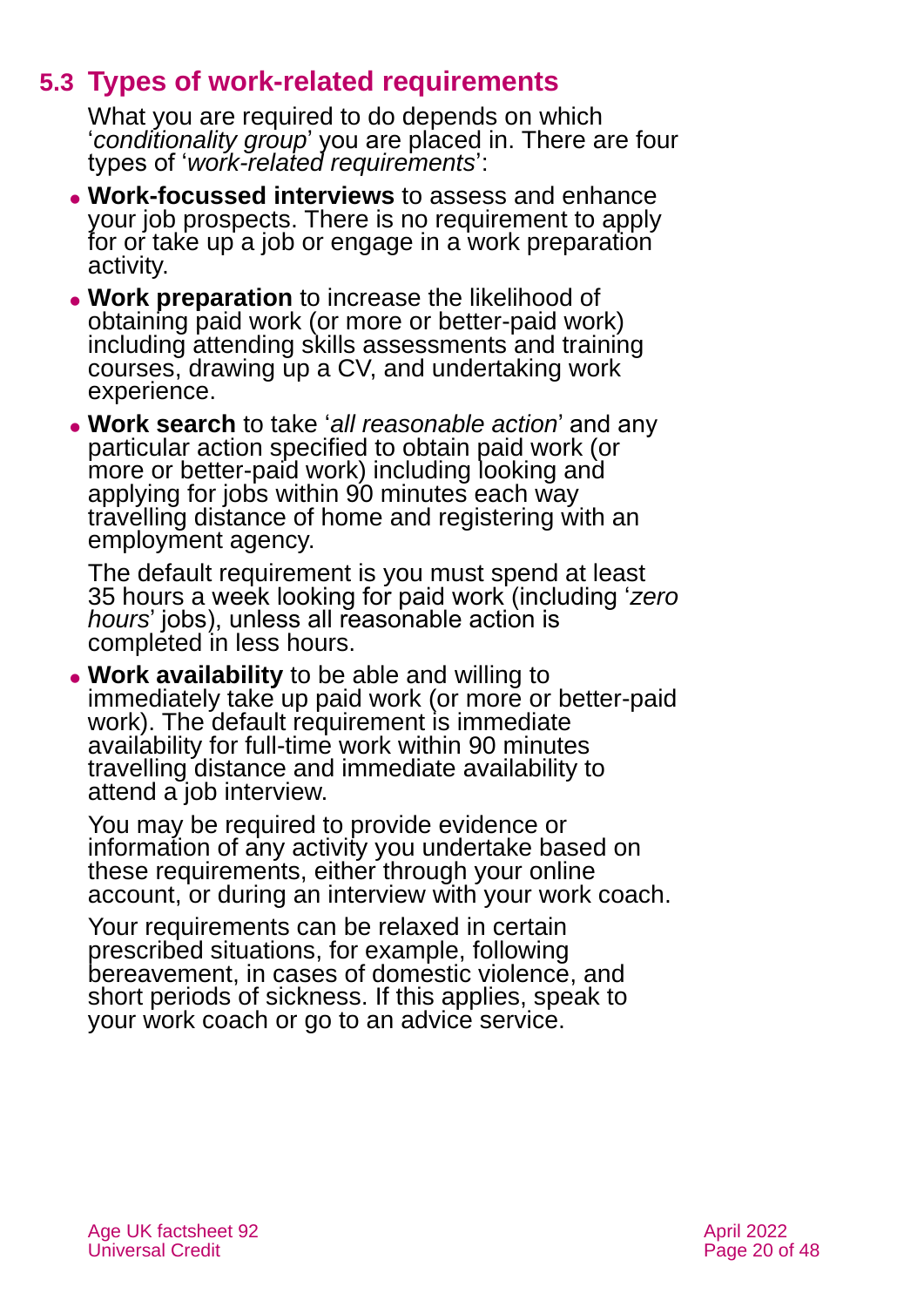## 5.3 Types of work-related requirements

What you are required to do depends on which '*conditionality group*' you are placed in. There are four types of '*work-related requirements*':

- **Work-focussed interviews** to assess and enhance your job prospects. There is no requirement to apply for or take up a job or engage in a work preparation activity.
- **Work preparation** to increase the likelihood of obtaining paid work (or more or better-paid work) including attending skills assessments and training courses, drawing up a CV, and undertaking work experience.
- **Work search** to take '*all reasonable action*' and any particular action specified to obtain paid work (or more or better-paid work) including looking and applying for jobs within 90 minutes each way travelling distance of home and registering with an employment agency.

  The default requirement is you must spend at least 35 hours a week looking for paid work (including '*zero hours*' jobs), unless all reasonable action is completed in less hours.

- **Work availability** to be able and willing to immediately take up paid work (or more or better-paid work). The default requirement is immediate availability for full-time work within 90 minutes travelling distance and immediate availability to attend a job interview.

  You may be required to provide evidence or information of any activity you undertake based on these requirements, either through your online account, or during an interview with your work coach.

  Your requirements can be relaxed in certain prescribed situations, for example, following bereavement, in cases of domestic violence, and short periods of sickness. If this applies, speak to your work coach or go to an advice service.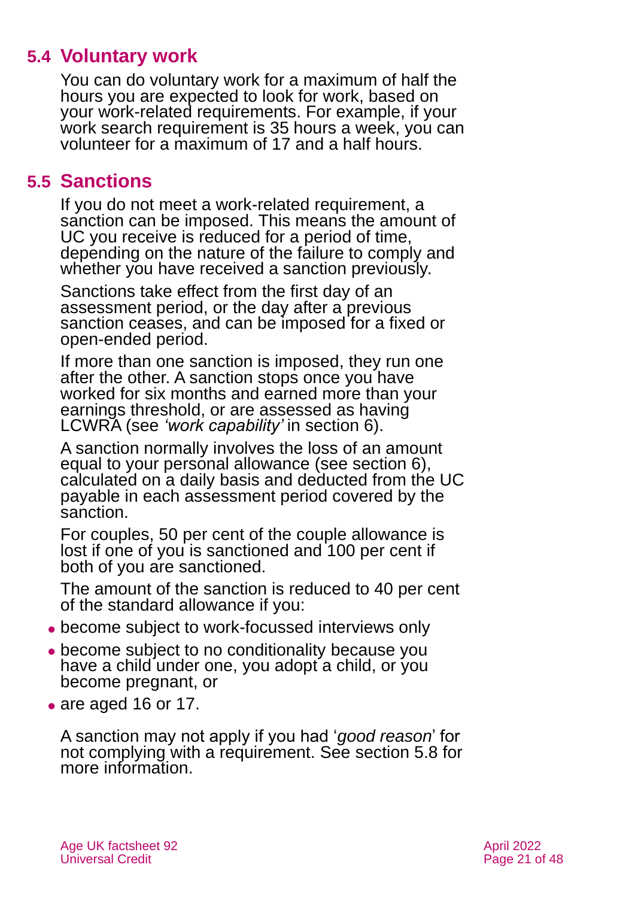## 5.4 Voluntary work

You can do voluntary work for a maximum of half the hours you are expected to look for work, based on your work-related requirements. For example, if your work search requirement is 35 hours a week, you can volunteer for a maximum of 17 and a half hours.

## 5.5 Sanctions

If you do not meet a work-related requirement, a sanction can be imposed. This means the amount of UC you receive is reduced for a period of time, depending on the nature of the failure to comply and whether you have received a sanction previously.

Sanctions take effect from the first day of an assessment period, or the day after a previous sanction ceases, and can be imposed for a fixed or open-ended period.

If more than one sanction is imposed, they run one after the other. A sanction stops once you have worked for six months and earned more than your earnings threshold, or are assessed as having LCWRA (see *'work capability'* in section 6).

A sanction normally involves the loss of an amount equal to your personal allowance (see section 6), calculated on a daily basis and deducted from the UC payable in each assessment period covered by the sanction.

For couples, 50 per cent of the couple allowance is lost if one of you is sanctioned and 100 per cent if both of you are sanctioned.

The amount of the sanction is reduced to 40 per cent of the standard allowance if you:

- become subject to work-focussed interviews only
- become subject to no conditionality because you have a child under one, you adopt a child, or you become pregnant, or
- are aged 16 or 17.

A sanction may not apply if you had '*good reason*' for not complying with a requirement. See section 5.8 for more information.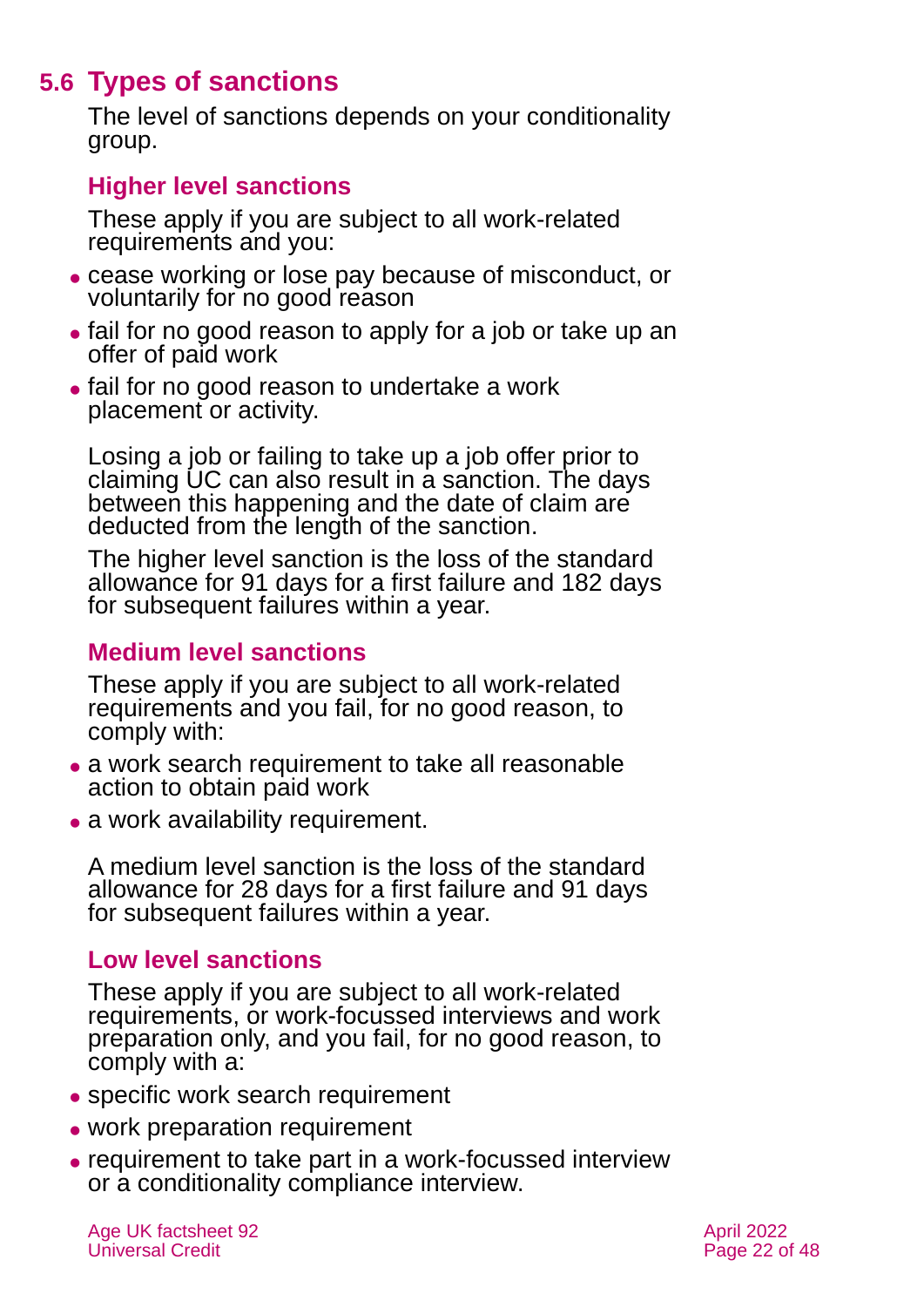## 5.6 Types of sanctions

The level of sanctions depends on your conditionality group.

### Higher level sanctions

These apply if you are subject to all work-related requirements and you:

- cease working or lose pay because of misconduct, or voluntarily for no good reason
- fail for no good reason to apply for a job or take up an offer of paid work
- fail for no good reason to undertake a work placement or activity.

Losing a job or failing to take up a job offer prior to claiming UC can also result in a sanction. The days between this happening and the date of claim are deducted from the length of the sanction.

The higher level sanction is the loss of the standard allowance for 91 days for a first failure and 182 days for subsequent failures within a year.

### Medium level sanctions

These apply if you are subject to all work-related requirements and you fail, for no good reason, to comply with:

- a work search requirement to take all reasonable action to obtain paid work
- a work availability requirement.

A medium level sanction is the loss of the standard allowance for 28 days for a first failure and 91 days for subsequent failures within a year.

### Low level sanctions

These apply if you are subject to all work-related requirements, or work-focussed interviews and work preparation only, and you fail, for no good reason, to comply with a:

- specific work search requirement
- work preparation requirement
- requirement to take part in a work-focussed interview or a conditionality compliance interview.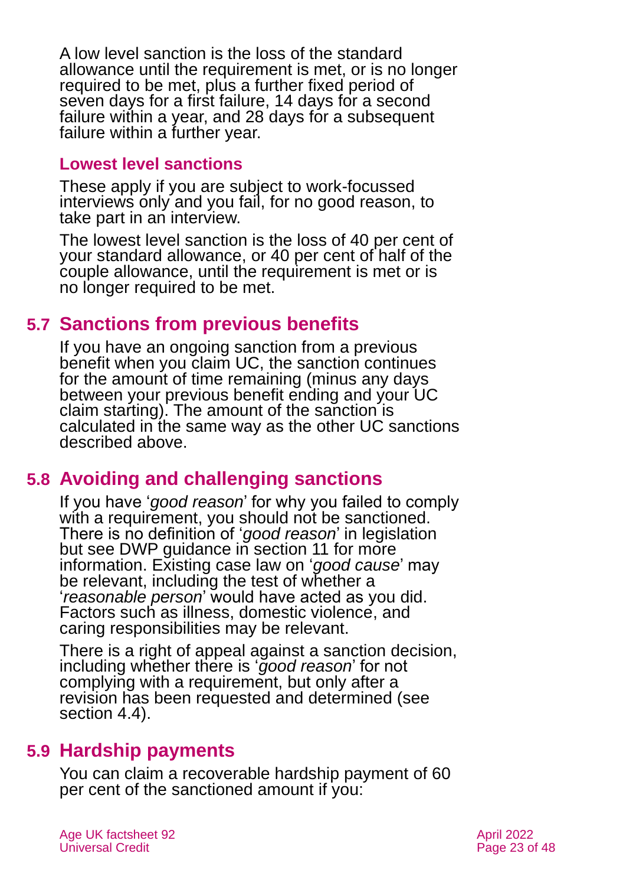A low level sanction is the loss of the standard allowance until the requirement is met, or is no longer required to be met, plus a further fixed period of seven days for a first failure, 14 days for a second failure within a year, and 28 days for a subsequent failure within a further year.

### Lowest level sanctions

These apply if you are subject to work-focussed interviews only and you fail, for no good reason, to take part in an interview.

The lowest level sanction is the loss of 40 per cent of your standard allowance, or 40 per cent of half of the couple allowance, until the requirement is met or is no longer required to be met.

## 5.7 Sanctions from previous benefits

If you have an ongoing sanction from a previous benefit when you claim UC, the sanction continues for the amount of time remaining (minus any days between your previous benefit ending and your UC claim starting). The amount of the sanction is calculated in the same way as the other UC sanctions described above.

## 5.8 Avoiding and challenging sanctions

If you have '*good reason*' for why you failed to comply with a requirement, you should not be sanctioned. There is no definition of '*good reason*' in legislation but see DWP guidance in section 11 for more information. Existing case law on '*good cause*' may be relevant, including the test of whether a '*reasonable person*' would have acted as you did. Factors such as illness, domestic violence, and caring responsibilities may be relevant.

There is a right of appeal against a sanction decision, including whether there is '*good reason*' for not complying with a requirement, but only after a revision has been requested and determined (see section 4.4).

## 5.9 Hardship payments

You can claim a recoverable hardship payment of 60 per cent of the sanctioned amount if you: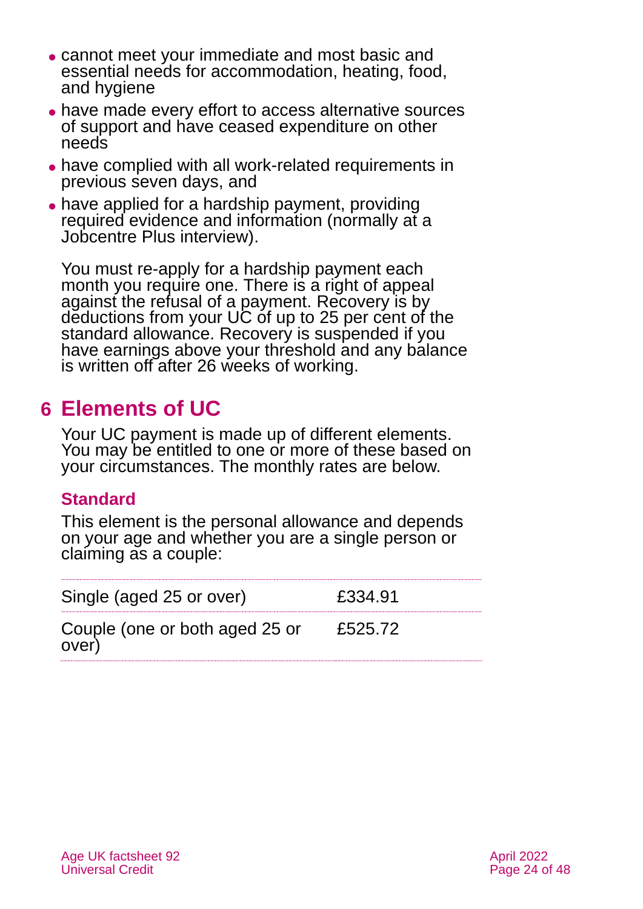- cannot meet your immediate and most basic and essential needs for accommodation, heating, food, and hygiene
- have made every effort to access alternative sources of support and have ceased expenditure on other needs
- have complied with all work-related requirements in previous seven days, and
- have applied for a hardship payment, providing required evidence and information (normally at a Jobcentre Plus interview).

You must re-apply for a hardship payment each month you require one. There is a right of appeal against the refusal of a payment. Recovery is by deductions from your UC of up to 25 per cent of the standard allowance. Recovery is suspended if you have earnings above your threshold and any balance is written off after 26 weeks of working.

## 6 Elements of UC

Your UC payment is made up of different elements. You may be entitled to one or more of these based on your circumstances. The monthly rates are below.

### Standard

This element is the personal allowance and depends on your age and whether you are a single person or claiming as a couple:

| | |
|---|---|
| Single (aged 25 or over) | £334.91 |
| Couple (one or both aged 25 or over) | £525.72 |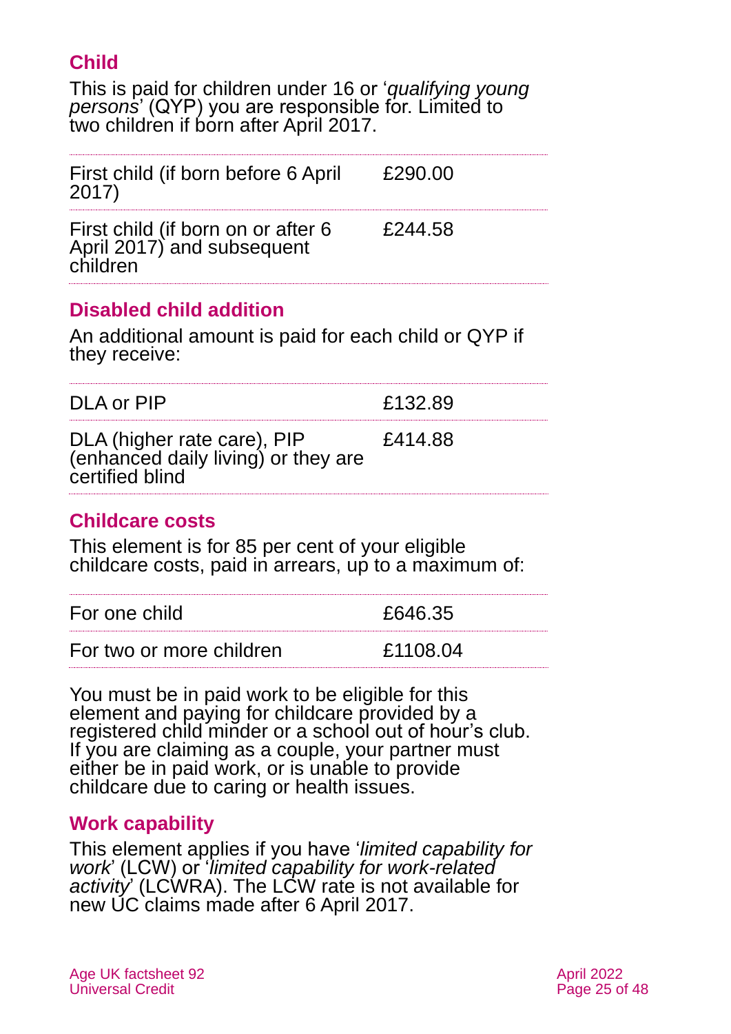### Child

This is paid for children under 16 or '*qualifying young persons*' (QYP) you are responsible for. Limited to two children if born after April 2017.

| | |
|---|---|
| First child (if born before 6 April 2017) | £290.00 |
| First child (if born on or after 6 April 2017) and subsequent children | £244.58 |

### Disabled child addition

An additional amount is paid for each child or QYP if they receive:

| | |
|---|---|
| DLA or PIP | £132.89 |
| DLA (higher rate care), PIP (enhanced daily living) or they are certified blind | £414.88 |

### Childcare costs

This element is for 85 per cent of your eligible childcare costs, paid in arrears, up to a maximum of:

| | |
|---|---|
| For one child | £646.35 |
| For two or more children | £1108.04 |

You must be in paid work to be eligible for this element and paying for childcare provided by a registered child minder or a school out of hour's club. If you are claiming as a couple, your partner must either be in paid work, or is unable to provide childcare due to caring or health issues.

### Work capability

This element applies if you have '*limited capability for work*' (LCW) or '*limited capability for work-related activity*' (LCWRA). The LCW rate is not available for new UC claims made after 6 April 2017.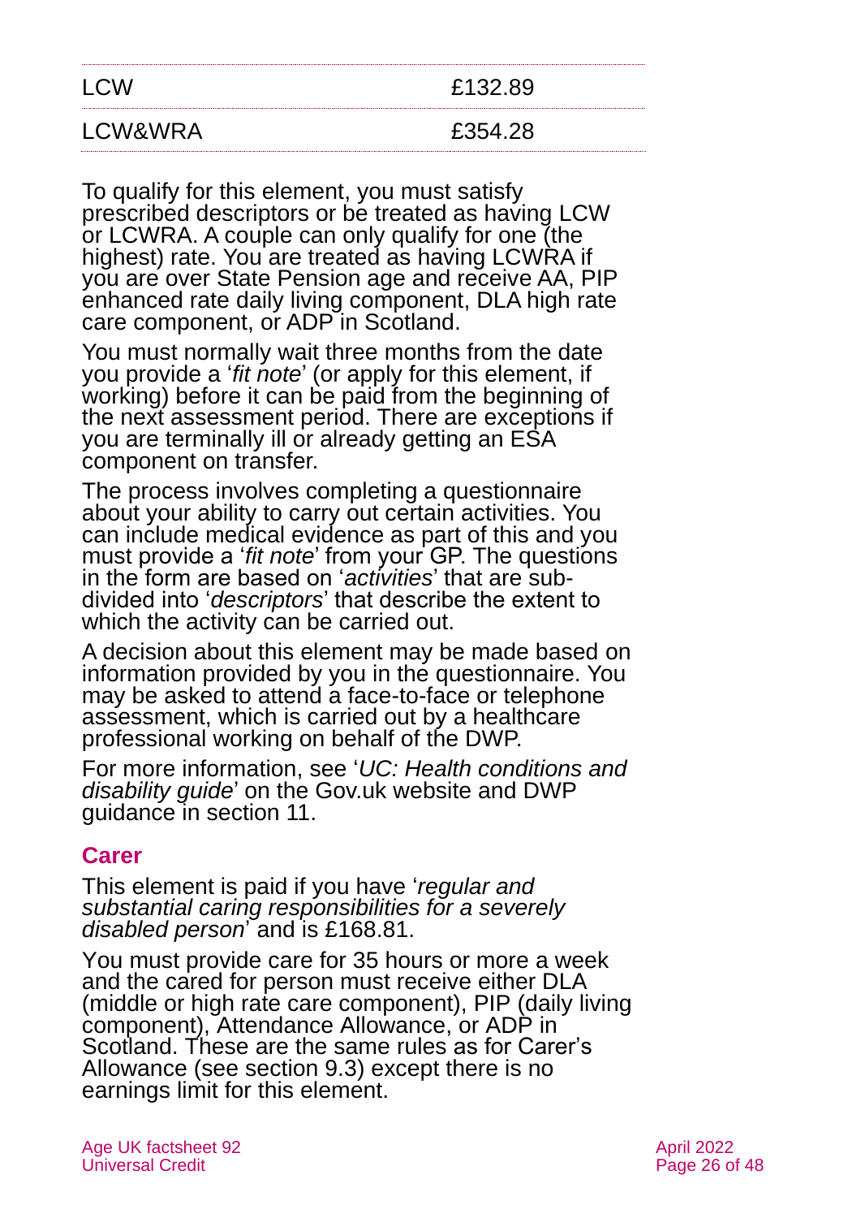| | |
|---|---|
| LCW | £132.89 |
| LCW&WRA | £354.28 |

To qualify for this element, you must satisfy prescribed descriptors or be treated as having LCW or LCWRA. A couple can only qualify for one (the highest) rate. You are treated as having LCWRA if you are over State Pension age and receive AA, PIP enhanced rate daily living component, DLA high rate care component, or ADP in Scotland.

You must normally wait three months from the date you provide a '*fit note*' (or apply for this element, if working) before it can be paid from the beginning of the next assessment period. There are exceptions if you are terminally ill or already getting an ESA component on transfer.

The process involves completing a questionnaire about your ability to carry out certain activities. You can include medical evidence as part of this and you must provide a '*fit note*' from your GP. The questions in the form are based on '*activities*' that are sub-divided into '*descriptors*' that describe the extent to which the activity can be carried out.

A decision about this element may be made based on information provided by you in the questionnaire. You may be asked to attend a face-to-face or telephone assessment, which is carried out by a healthcare professional working on behalf of the DWP.

For more information, see '*UC: Health conditions and disability guide*' on the Gov.uk website and DWP guidance in section 11.

## Carer

This element is paid if you have '*regular and substantial caring responsibilities for a severely disabled person*' and is £168.81.

You must provide care for 35 hours or more a week and the cared for person must receive either DLA (middle or high rate care component), PIP (daily living component), Attendance Allowance, or ADP in Scotland. These are the same rules as for Carer's Allowance (see section 9.3) except there is no earnings limit for this element.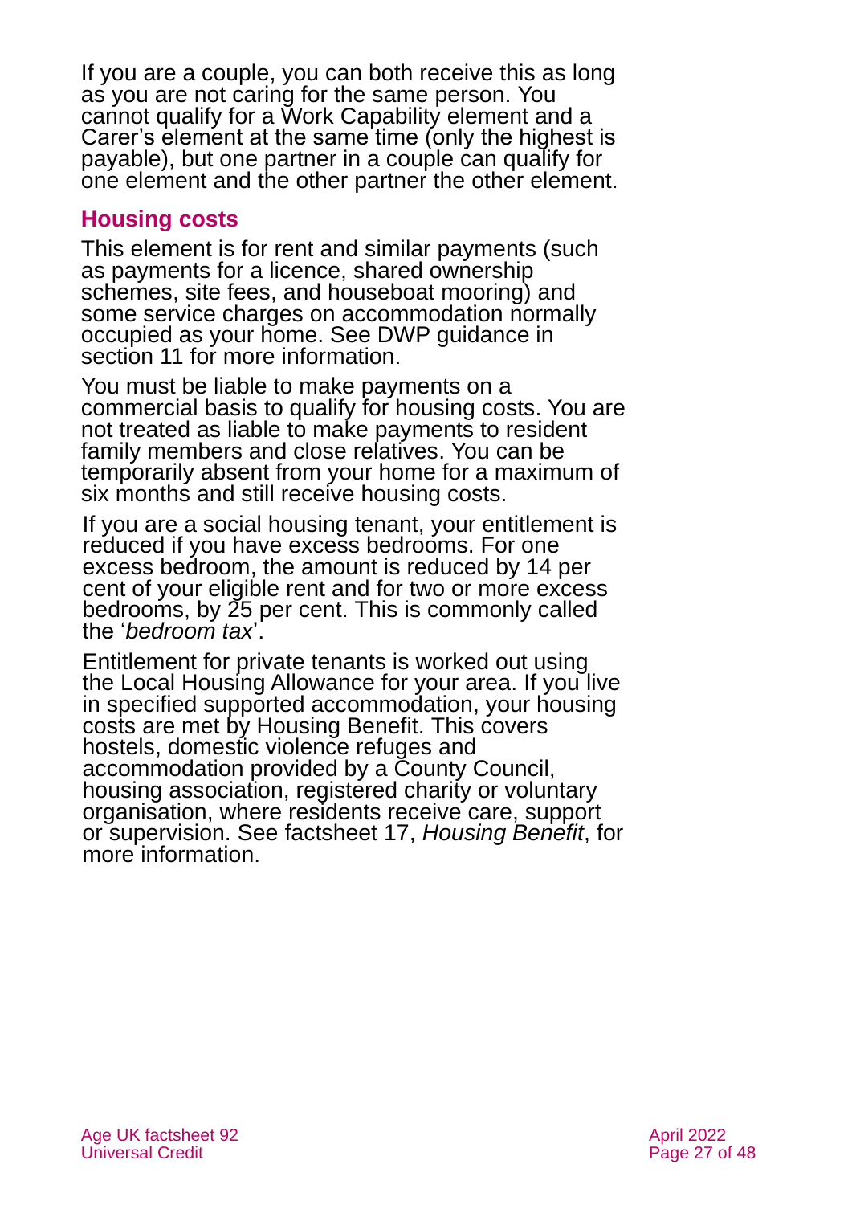If you are a couple, you can both receive this as long as you are not caring for the same person. You cannot qualify for a Work Capability element and a Carer's element at the same time (only the highest is payable), but one partner in a couple can qualify for one element and the other partner the other element.

## Housing costs

This element is for rent and similar payments (such as payments for a licence, shared ownership schemes, site fees, and houseboat mooring) and some service charges on accommodation normally occupied as your home. See DWP guidance in section 11 for more information.

You must be liable to make payments on a commercial basis to qualify for housing costs. You are not treated as liable to make payments to resident family members and close relatives. You can be temporarily absent from your home for a maximum of six months and still receive housing costs.

If you are a social housing tenant, your entitlement is reduced if you have excess bedrooms. For one excess bedroom, the amount is reduced by 14 per cent of your eligible rent and for two or more excess bedrooms, by 25 per cent. This is commonly called the '*bedroom tax*'.

Entitlement for private tenants is worked out using the Local Housing Allowance for your area. If you live in specified supported accommodation, your housing costs are met by Housing Benefit. This covers hostels, domestic violence refuges and accommodation provided by a County Council, housing association, registered charity or voluntary organisation, where residents receive care, support or supervision. See factsheet 17, *Housing Benefit*, for more information.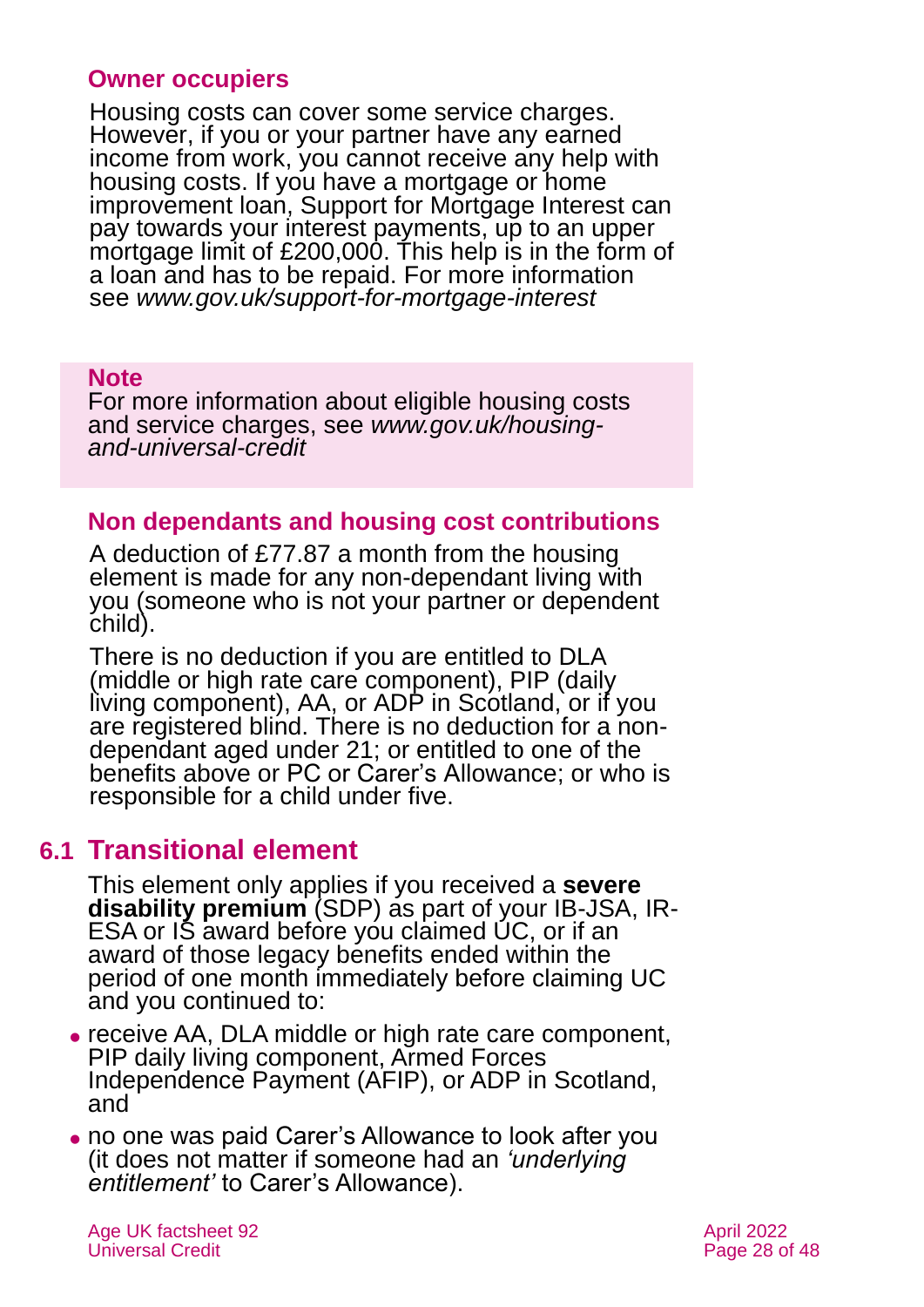### Owner occupiers

Housing costs can cover some service charges. However, if you or your partner have any earned income from work, you cannot receive any help with housing costs. If you have a mortgage or home improvement loan, Support for Mortgage Interest can pay towards your interest payments, up to an upper mortgage limit of £200,000. This help is in the form of a loan and has to be repaid. For more information see *www.gov.uk/support-for-mortgage-interest*

> **Note**
> For more information about eligible housing costs and service charges, see *www.gov.uk/housing-and-universal-credit*

### Non dependants and housing cost contributions

A deduction of £77.87 a month from the housing element is made for any non-dependant living with you (someone who is not your partner or dependent child).

There is no deduction if you are entitled to DLA (middle or high rate care component), PIP (daily living component), AA, or ADP in Scotland, or if you are registered blind. There is no deduction for a non-dependant aged under 21; or entitled to one of the benefits above or PC or Carer's Allowance; or who is responsible for a child under five.

## 6.1 Transitional element

This element only applies if you received a **severe disability premium** (SDP) as part of your IB-JSA, IR-ESA or IS award before you claimed UC, or if an award of those legacy benefits ended within the period of one month immediately before claiming UC and you continued to:

- receive AA, DLA middle or high rate care component, PIP daily living component, Armed Forces Independence Payment (AFIP), or ADP in Scotland, and
- no one was paid Carer's Allowance to look after you (it does not matter if someone had an *'underlying entitlement'* to Carer's Allowance).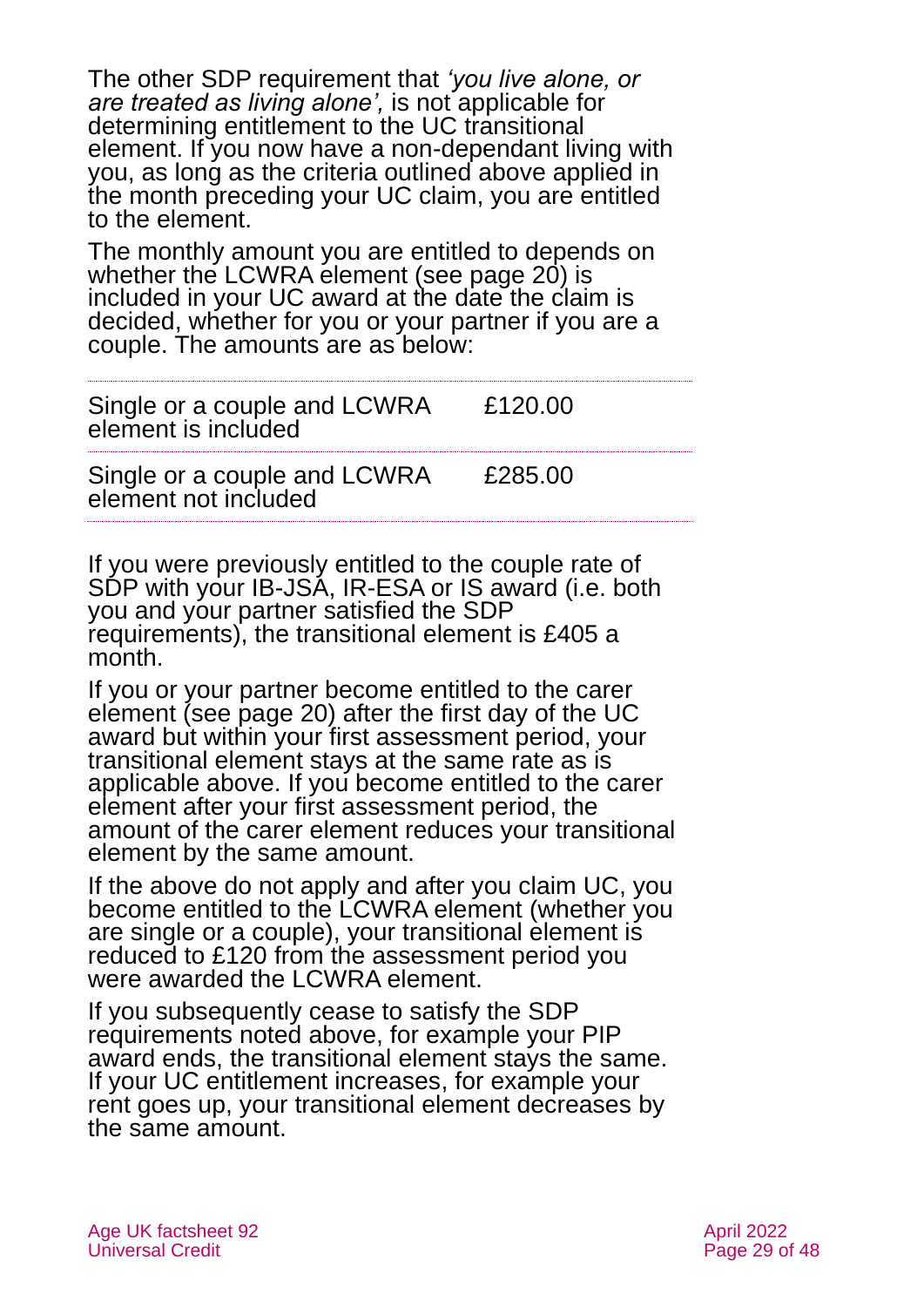The other SDP requirement that *'you live alone, or are treated as living alone',* is not applicable for determining entitlement to the UC transitional element. If you now have a non-dependant living with you, as long as the criteria outlined above applied in the month preceding your UC claim, you are entitled to the element.

The monthly amount you are entitled to depends on whether the LCWRA element (see page 20) is included in your UC award at the date the claim is decided, whether for you or your partner if you are a couple. The amounts are as below:

| | |
|---|---|
| Single or a couple and LCWRA element is included | £120.00 |
| Single or a couple and LCWRA element not included | £285.00 |

If you were previously entitled to the couple rate of SDP with your IB-JSA, IR-ESA or IS award (i.e. both you and your partner satisfied the SDP requirements), the transitional element is £405 a month.

If you or your partner become entitled to the carer element (see page 20) after the first day of the UC award but within your first assessment period, your transitional element stays at the same rate as is applicable above. If you become entitled to the carer element after your first assessment period, the amount of the carer element reduces your transitional element by the same amount.

If the above do not apply and after you claim UC, you become entitled to the LCWRA element (whether you are single or a couple), your transitional element is reduced to £120 from the assessment period you were awarded the LCWRA element.

If you subsequently cease to satisfy the SDP requirements noted above, for example your PIP award ends, the transitional element stays the same. If your UC entitlement increases, for example your rent goes up, your transitional element decreases by the same amount.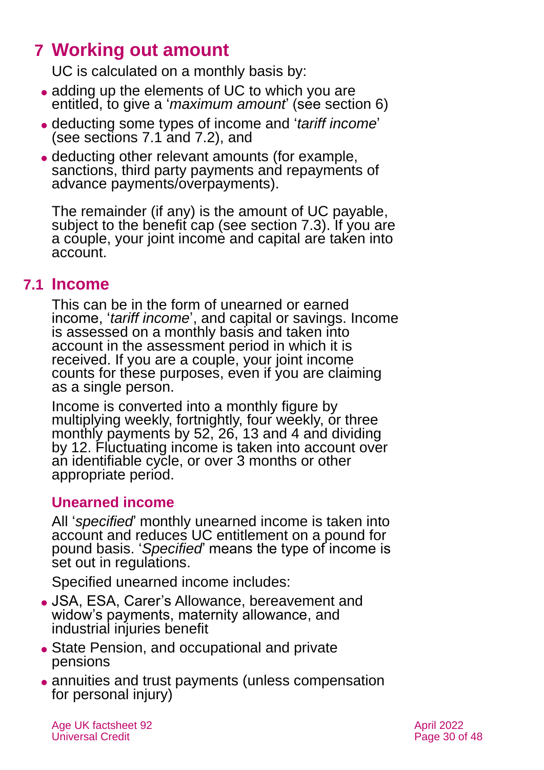# 7 Working out amount

UC is calculated on a monthly basis by:

- adding up the elements of UC to which you are entitled, to give a '*maximum amount*' (see section 6)
- deducting some types of income and '*tariff income*' (see sections 7.1 and 7.2), and
- deducting other relevant amounts (for example, sanctions, third party payments and repayments of advance payments/overpayments).

The remainder (if any) is the amount of UC payable, subject to the benefit cap (see section 7.3). If you are a couple, your joint income and capital are taken into account.

## 7.1 Income

This can be in the form of unearned or earned income, '*tariff income*', and capital or savings. Income is assessed on a monthly basis and taken into account in the assessment period in which it is received. If you are a couple, your joint income counts for these purposes, even if you are claiming as a single person.

Income is converted into a monthly figure by multiplying weekly, fortnightly, four weekly, or three monthly payments by 52, 26, 13 and 4 and dividing by 12. Fluctuating income is taken into account over an identifiable cycle, or over 3 months or other appropriate period.

### Unearned income

All '*specified*' monthly unearned income is taken into account and reduces UC entitlement on a pound for pound basis. '*Specified*' means the type of income is set out in regulations.

Specified unearned income includes:

- JSA, ESA, Carer's Allowance, bereavement and widow's payments, maternity allowance, and industrial injuries benefit
- State Pension, and occupational and private pensions
- annuities and trust payments (unless compensation for personal injury)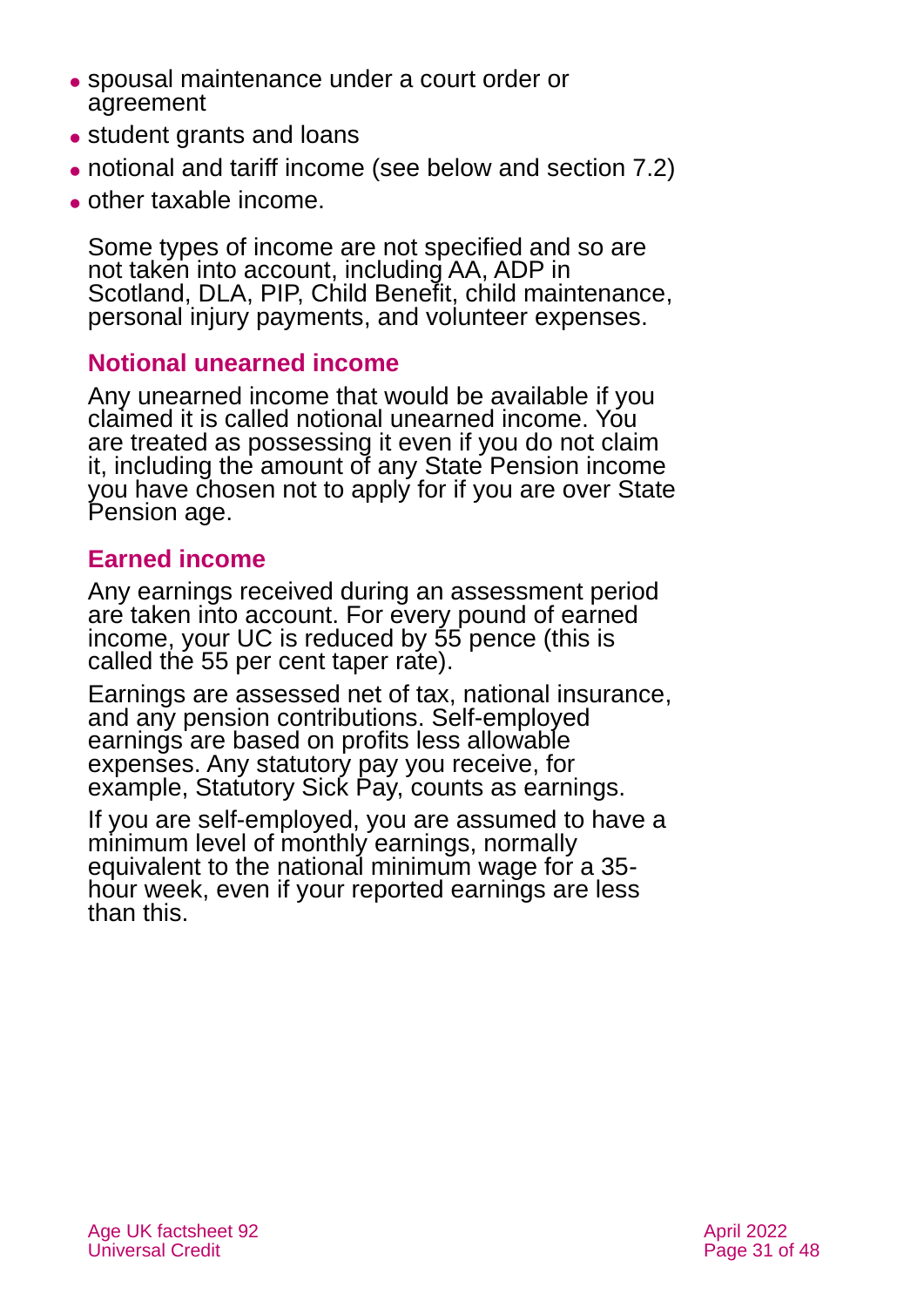- spousal maintenance under a court order or agreement
- student grants and loans
- notional and tariff income (see below and section 7.2)
- other taxable income.

Some types of income are not specified and so are not taken into account, including AA, ADP in Scotland, DLA, PIP, Child Benefit, child maintenance, personal injury payments, and volunteer expenses.

### Notional unearned income

Any unearned income that would be available if you claimed it is called notional unearned income. You are treated as possessing it even if you do not claim it, including the amount of any State Pension income you have chosen not to apply for if you are over State Pension age.

### Earned income

Any earnings received during an assessment period are taken into account. For every pound of earned income, your UC is reduced by 55 pence (this is called the 55 per cent taper rate).

Earnings are assessed net of tax, national insurance, and any pension contributions. Self-employed earnings are based on profits less allowable expenses. Any statutory pay you receive, for example, Statutory Sick Pay, counts as earnings.

If you are self-employed, you are assumed to have a minimum level of monthly earnings, normally equivalent to the national minimum wage for a 35-hour week, even if your reported earnings are less than this.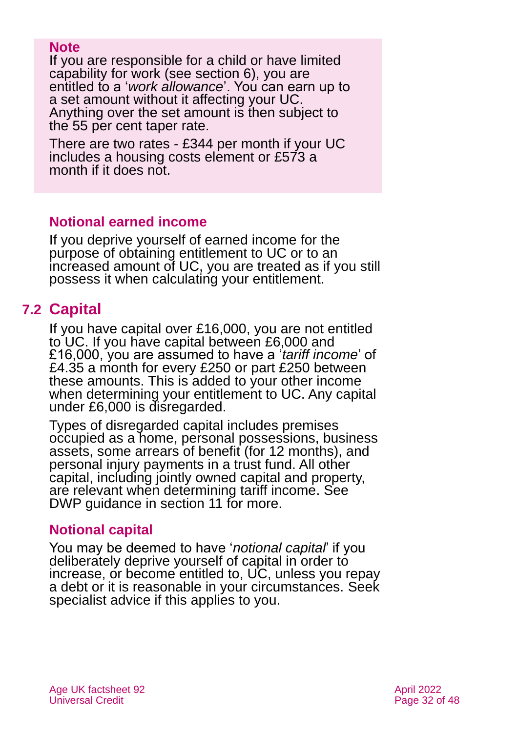> **Note**
>
> If you are responsible for a child or have limited capability for work (see section 6), you are entitled to a '*work allowance*'. You can earn up to a set amount without it affecting your UC. Anything over the set amount is then subject to the 55 per cent taper rate.
>
> There are two rates - £344 per month if your UC includes a housing costs element or £573 a month if it does not.

### Notional earned income

If you deprive yourself of earned income for the purpose of obtaining entitlement to UC or to an increased amount of UC, you are treated as if you still possess it when calculating your entitlement.

## 7.2 Capital

If you have capital over £16,000, you are not entitled to UC. If you have capital between £6,000 and £16,000, you are assumed to have a '*tariff income*' of £4.35 a month for every £250 or part £250 between these amounts. This is added to your other income when determining your entitlement to UC. Any capital under £6,000 is disregarded.

Types of disregarded capital includes premises occupied as a home, personal possessions, business assets, some arrears of benefit (for 12 months), and personal injury payments in a trust fund. All other capital, including jointly owned capital and property, are relevant when determining tariff income. See DWP guidance in section 11 for more.

### Notional capital

You may be deemed to have '*notional capital*' if you deliberately deprive yourself of capital in order to increase, or become entitled to, UC, unless you repay a debt or it is reasonable in your circumstances. Seek specialist advice if this applies to you.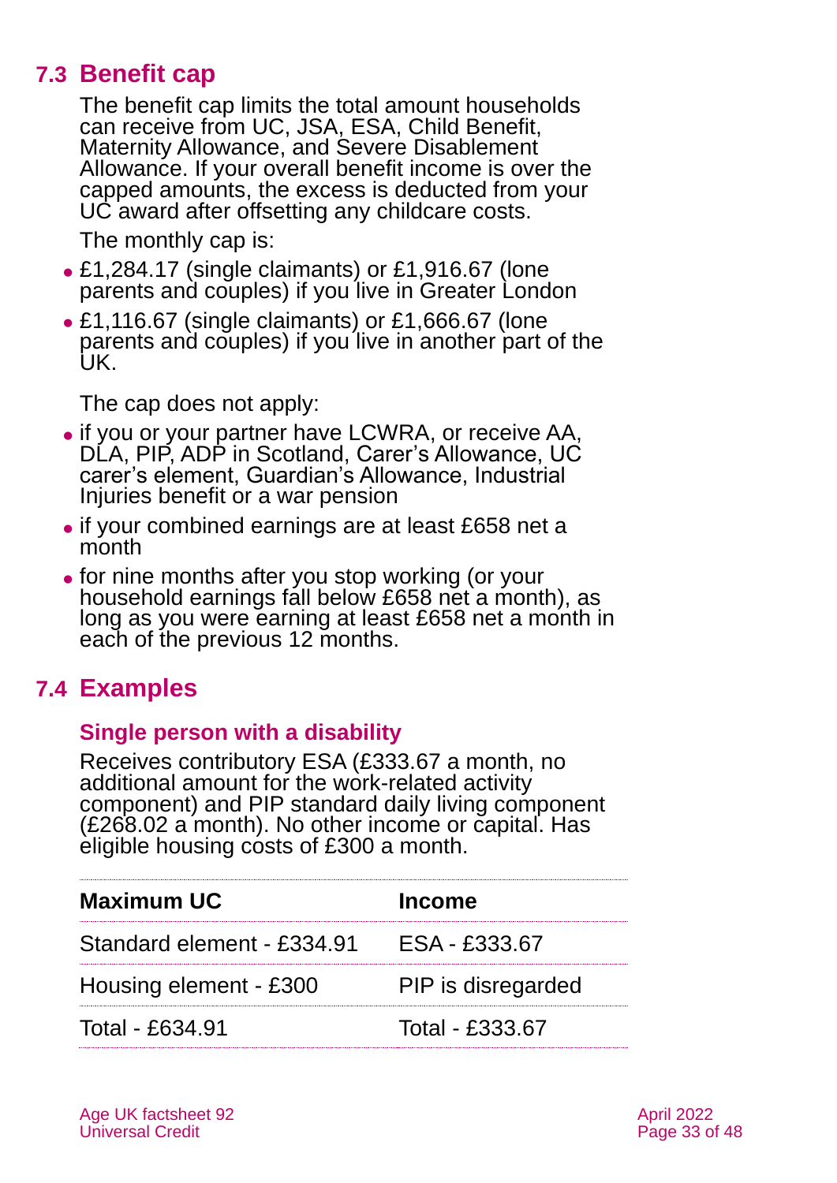## 7.3 Benefit cap

The benefit cap limits the total amount households can receive from UC, JSA, ESA, Child Benefit, Maternity Allowance, and Severe Disablement Allowance. If your overall benefit income is over the capped amounts, the excess is deducted from your UC award after offsetting any childcare costs.

The monthly cap is:

- £1,284.17 (single claimants) or £1,916.67 (lone parents and couples) if you live in Greater London
- £1,116.67 (single claimants) or £1,666.67 (lone parents and couples) if you live in another part of the UK.

The cap does not apply:

- if you or your partner have LCWRA, or receive AA, DLA, PIP, ADP in Scotland, Carer's Allowance, UC carer's element, Guardian's Allowance, Industrial Injuries benefit or a war pension
- if your combined earnings are at least £658 net a month
- for nine months after you stop working (or your household earnings fall below £658 net a month), as long as you were earning at least £658 net a month in each of the previous 12 months.

## 7.4 Examples

### Single person with a disability

Receives contributory ESA (£333.67 a month, no additional amount for the work-related activity component) and PIP standard daily living component (£268.02 a month). No other income or capital. Has eligible housing costs of £300 a month.

| Maximum UC | Income |
|---|---|
| Standard element - £334.91 | ESA - £333.67 |
| Housing element - £300 | PIP is disregarded |
| Total - £634.91 | Total - £333.67 |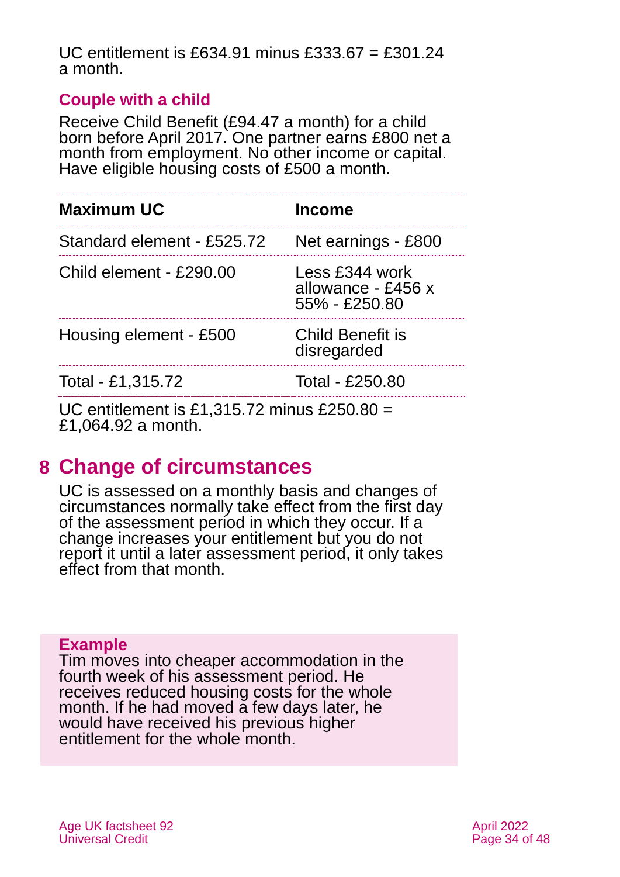UC entitlement is £634.91 minus £333.67 = £301.24 a month.

### Couple with a child

Receive Child Benefit (£94.47 a month) for a child born before April 2017. One partner earns £800 net a month from employment. No other income or capital. Have eligible housing costs of £500 a month.

| Maximum UC | Income |
|---|---|
| Standard element - £525.72 | Net earnings - £800 |
| Child element - £290.00 | Less £344 work allowance - £456 x 55% - £250.80 |
| Housing element - £500 | Child Benefit is disregarded |
| Total - £1,315.72 | Total - £250.80 |

UC entitlement is £1,315.72 minus £250.80 = £1,064.92 a month.

## 8 Change of circumstances

UC is assessed on a monthly basis and changes of circumstances normally take effect from the first day of the assessment period in which they occur. If a change increases your entitlement but you do not report it until a later assessment period, it only takes effect from that month.

**Example**

Tim moves into cheaper accommodation in the fourth week of his assessment period. He receives reduced housing costs for the whole month. If he had moved a few days later, he would have received his previous higher entitlement for the whole month.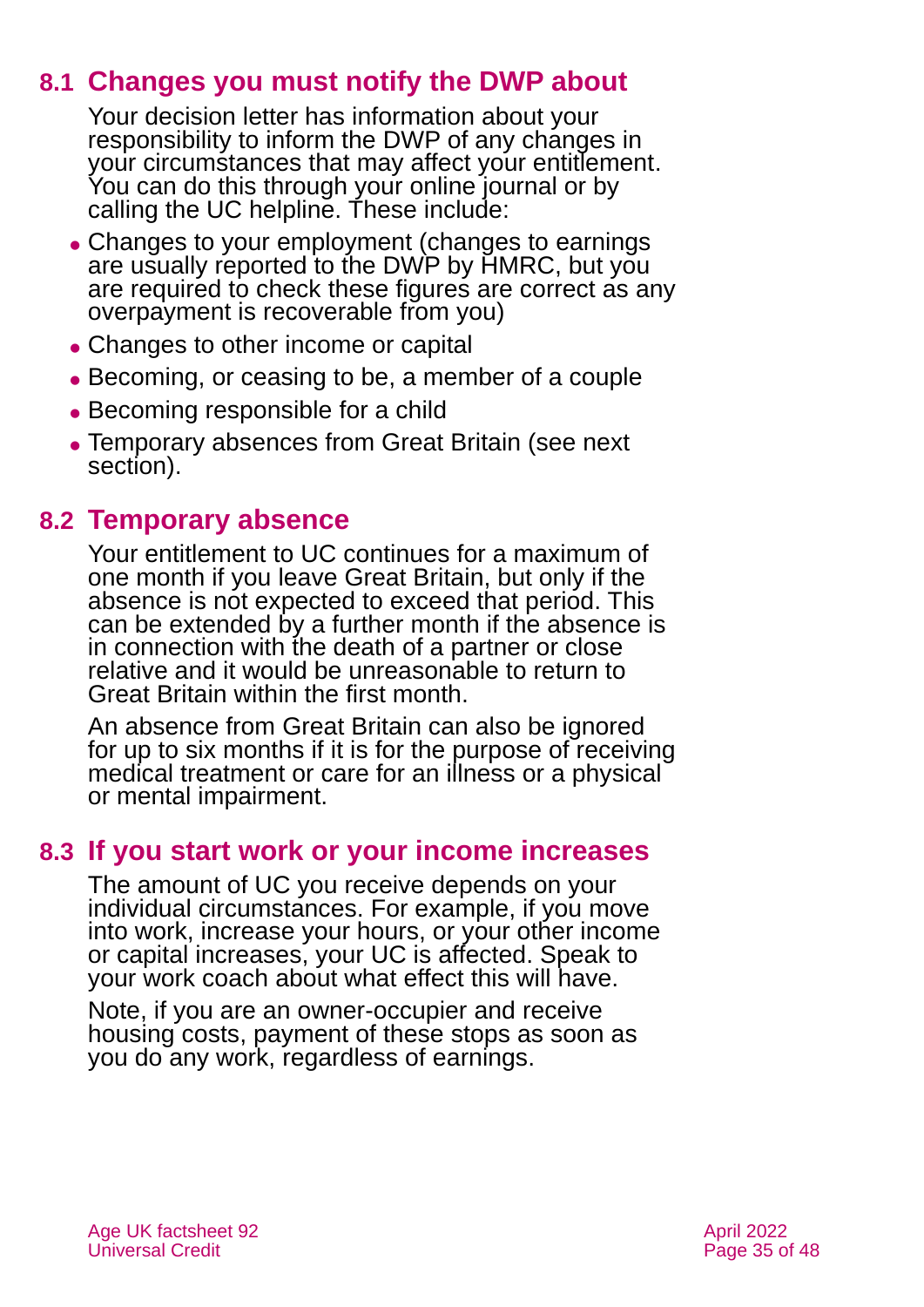## 8.1 Changes you must notify the DWP about

Your decision letter has information about your responsibility to inform the DWP of any changes in your circumstances that may affect your entitlement. You can do this through your online journal or by calling the UC helpline. These include:

- Changes to your employment (changes to earnings are usually reported to the DWP by HMRC, but you are required to check these figures are correct as any overpayment is recoverable from you)
- Changes to other income or capital
- Becoming, or ceasing to be, a member of a couple
- Becoming responsible for a child
- Temporary absences from Great Britain (see next section).

## 8.2 Temporary absence

Your entitlement to UC continues for a maximum of one month if you leave Great Britain, but only if the absence is not expected to exceed that period. This can be extended by a further month if the absence is in connection with the death of a partner or close relative and it would be unreasonable to return to Great Britain within the first month.

An absence from Great Britain can also be ignored for up to six months if it is for the purpose of receiving medical treatment or care for an illness or a physical or mental impairment.

## 8.3 If you start work or your income increases

The amount of UC you receive depends on your individual circumstances. For example, if you move into work, increase your hours, or your other income or capital increases, your UC is affected. Speak to your work coach about what effect this will have.

Note, if you are an owner-occupier and receive housing costs, payment of these stops as soon as you do any work, regardless of earnings.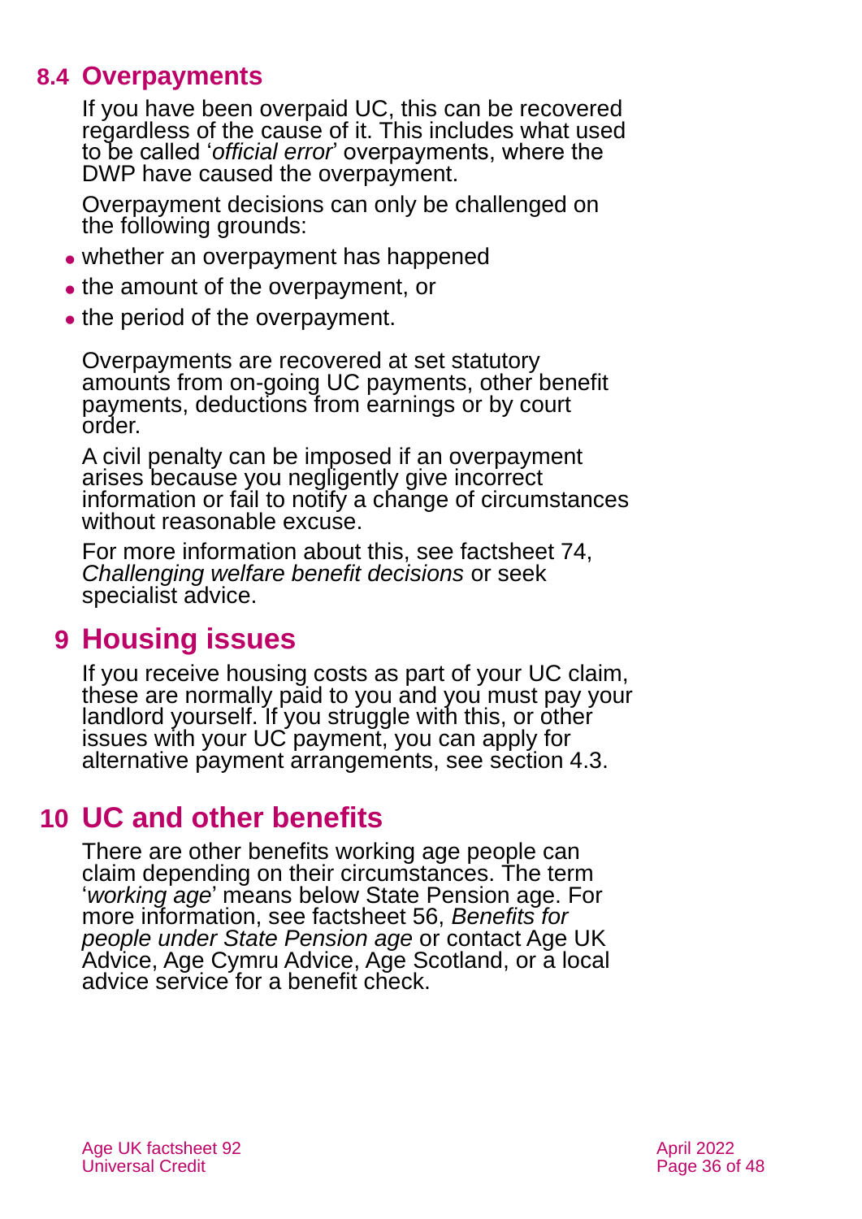## 8.4 Overpayments

If you have been overpaid UC, this can be recovered regardless of the cause of it. This includes what used to be called '*official error*' overpayments, where the DWP have caused the overpayment.

Overpayment decisions can only be challenged on the following grounds:

- whether an overpayment has happened
- the amount of the overpayment, or
- the period of the overpayment.

Overpayments are recovered at set statutory amounts from on-going UC payments, other benefit payments, deductions from earnings or by court order.

A civil penalty can be imposed if an overpayment arises because you negligently give incorrect information or fail to notify a change of circumstances without reasonable excuse.

For more information about this, see factsheet 74, *Challenging welfare benefit decisions* or seek specialist advice.

# 9 Housing issues

If you receive housing costs as part of your UC claim, these are normally paid to you and you must pay your landlord yourself. If you struggle with this, or other issues with your UC payment, you can apply for alternative payment arrangements, see section 4.3.

# 10 UC and other benefits

There are other benefits working age people can claim depending on their circumstances. The term '*working age*' means below State Pension age. For more information, see factsheet 56, *Benefits for people under State Pension age* or contact Age UK Advice, Age Cymru Advice, Age Scotland, or a local advice service for a benefit check.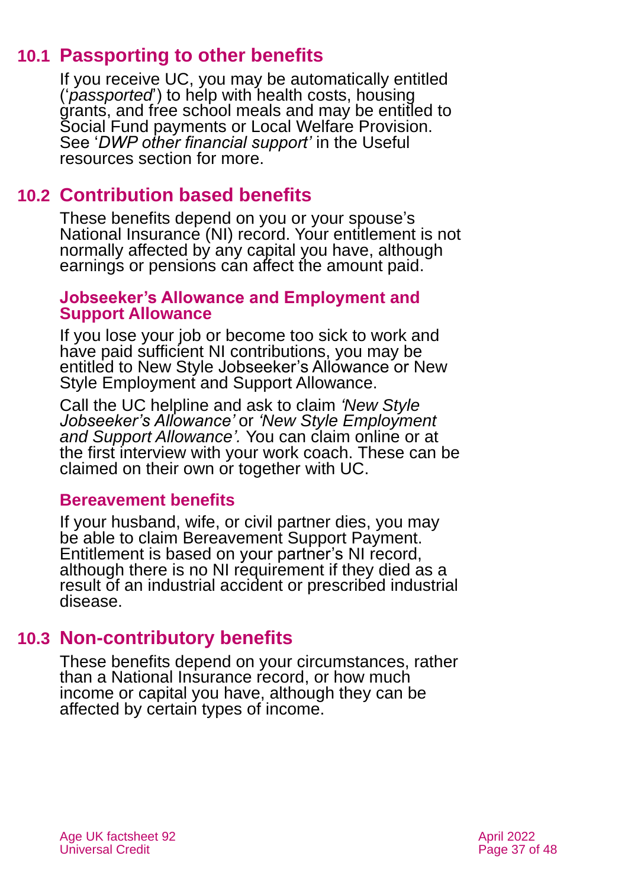## 10.1 Passporting to other benefits

If you receive UC, you may be automatically entitled ('*passported*') to help with health costs, housing grants, and free school meals and may be entitled to Social Fund payments or Local Welfare Provision. See '*DWP other financial support'* in the Useful resources section for more.

## 10.2 Contribution based benefits

These benefits depend on you or your spouse's National Insurance (NI) record. Your entitlement is not normally affected by any capital you have, although earnings or pensions can affect the amount paid.

### Jobseeker's Allowance and Employment and Support Allowance

If you lose your job or become too sick to work and have paid sufficient NI contributions, you may be entitled to New Style Jobseeker's Allowance or New Style Employment and Support Allowance.

Call the UC helpline and ask to claim *'New Style Jobseeker's Allowance'* or *'New Style Employment and Support Allowance'.* You can claim online or at the first interview with your work coach. These can be claimed on their own or together with UC.

### Bereavement benefits

If your husband, wife, or civil partner dies, you may be able to claim Bereavement Support Payment. Entitlement is based on your partner's NI record, although there is no NI requirement if they died as a result of an industrial accident or prescribed industrial disease.

## 10.3 Non-contributory benefits

These benefits depend on your circumstances, rather than a National Insurance record, or how much income or capital you have, although they can be affected by certain types of income.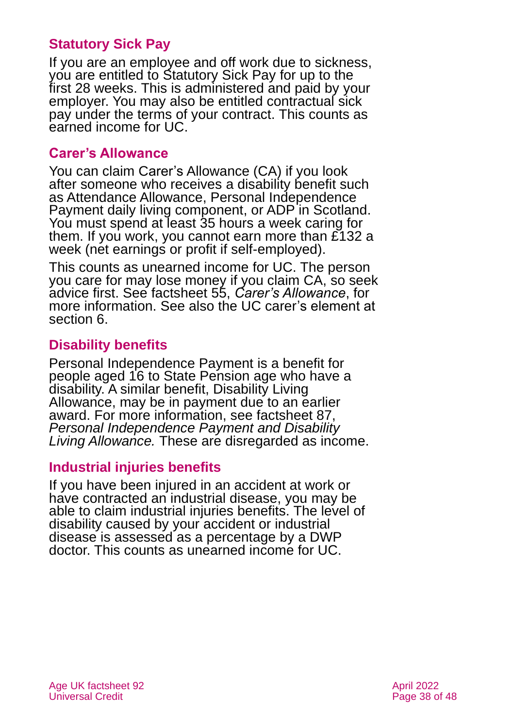### Statutory Sick Pay

If you are an employee and off work due to sickness, you are entitled to Statutory Sick Pay for up to the first 28 weeks. This is administered and paid by your employer. You may also be entitled contractual sick pay under the terms of your contract. This counts as earned income for UC.

### Carer's Allowance

You can claim Carer's Allowance (CA) if you look after someone who receives a disability benefit such as Attendance Allowance, Personal Independence Payment daily living component, or ADP in Scotland. You must spend at least 35 hours a week caring for them. If you work, you cannot earn more than £132 a week (net earnings or profit if self-employed).

This counts as unearned income for UC. The person you care for may lose money if you claim CA, so seek advice first. See factsheet 55, *Carer's Allowance*, for more information. See also the UC carer's element at section 6.

### Disability benefits

Personal Independence Payment is a benefit for people aged 16 to State Pension age who have a disability. A similar benefit, Disability Living Allowance, may be in payment due to an earlier award. For more information, see factsheet 87, *Personal Independence Payment and Disability Living Allowance.* These are disregarded as income.

### Industrial injuries benefits

If you have been injured in an accident at work or have contracted an industrial disease, you may be able to claim industrial injuries benefits. The level of disability caused by your accident or industrial disease is assessed as a percentage by a DWP doctor. This counts as unearned income for UC.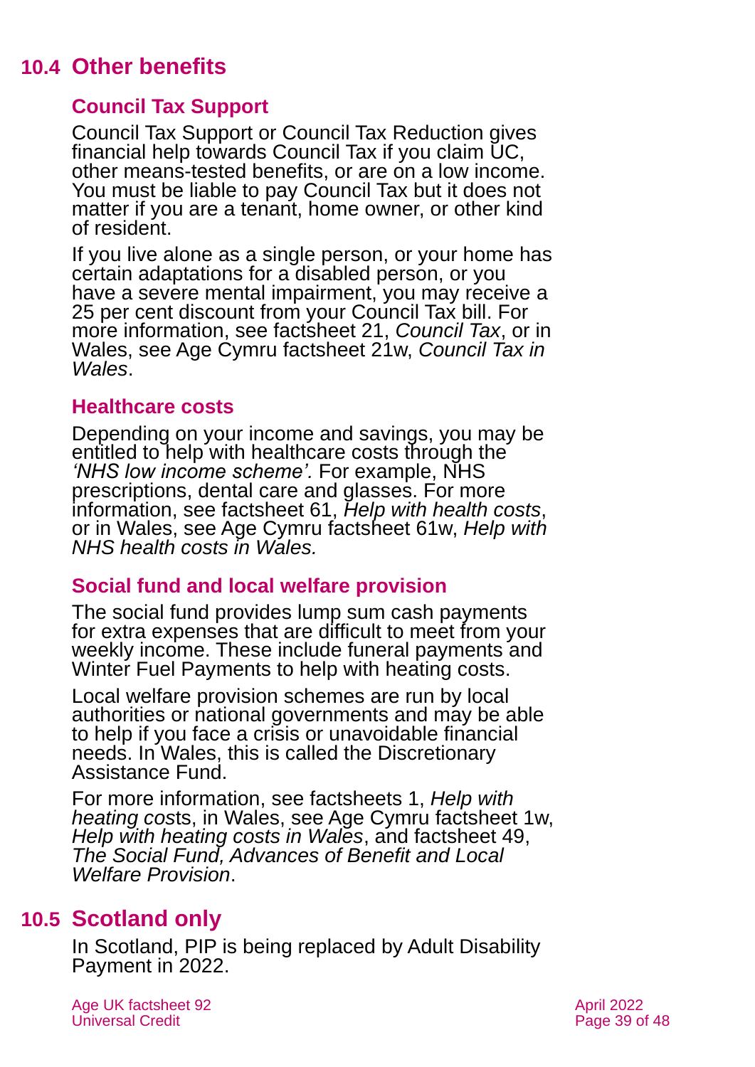## 10.4 Other benefits

### Council Tax Support

Council Tax Support or Council Tax Reduction gives financial help towards Council Tax if you claim UC, other means-tested benefits, or are on a low income. You must be liable to pay Council Tax but it does not matter if you are a tenant, home owner, or other kind of resident.

If you live alone as a single person, or your home has certain adaptations for a disabled person, or you have a severe mental impairment, you may receive a 25 per cent discount from your Council Tax bill. For more information, see factsheet 21, *Council Tax*, or in Wales, see Age Cymru factsheet 21w, *Council Tax in Wales*.

### Healthcare costs

Depending on your income and savings, you may be entitled to help with healthcare costs through the *'NHS low income scheme'.* For example, NHS prescriptions, dental care and glasses. For more information, see factsheet 61, *Help with health costs*, or in Wales, see Age Cymru factsheet 61w, *Help with NHS health costs in Wales.*

### Social fund and local welfare provision

The social fund provides lump sum cash payments for extra expenses that are difficult to meet from your weekly income. These include funeral payments and Winter Fuel Payments to help with heating costs.

Local welfare provision schemes are run by local authorities or national governments and may be able to help if you face a crisis or unavoidable financial needs. In Wales, this is called the Discretionary Assistance Fund.

For more information, see factsheets 1, *Help with heating costs*, in Wales, see Age Cymru factsheet 1w, *Help with heating costs in Wales*, and factsheet 49, *The Social Fund, Advances of Benefit and Local Welfare Provision*.

## 10.5 Scotland only

In Scotland, PIP is being replaced by Adult Disability Payment in 2022.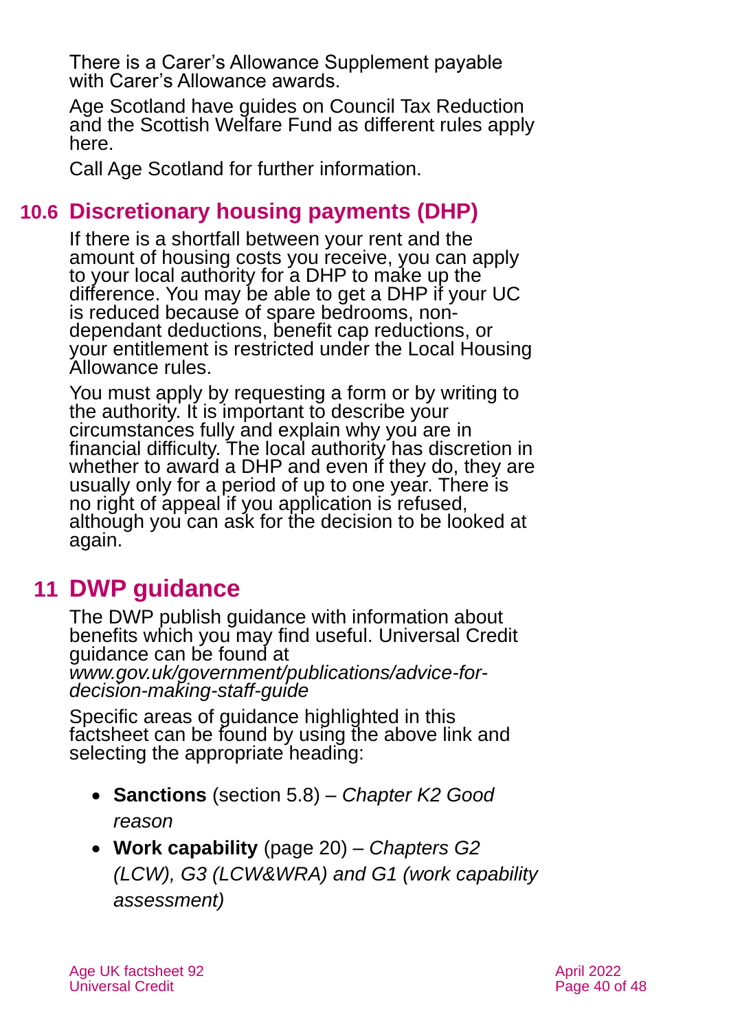There is a Carer's Allowance Supplement payable with Carer's Allowance awards.

Age Scotland have guides on Council Tax Reduction and the Scottish Welfare Fund as different rules apply here.

Call Age Scotland for further information.

## 10.6 Discretionary housing payments (DHP)

If there is a shortfall between your rent and the amount of housing costs you receive, you can apply to your local authority for a DHP to make up the difference. You may be able to get a DHP if your UC is reduced because of spare bedrooms, non-dependant deductions, benefit cap reductions, or your entitlement is restricted under the Local Housing Allowance rules.

You must apply by requesting a form or by writing to the authority. It is important to describe your circumstances fully and explain why you are in financial difficulty. The local authority has discretion in whether to award a DHP and even if they do, they are usually only for a period of up to one year. There is no right of appeal if you application is refused, although you can ask for the decision to be looked at again.

# 11 DWP guidance

The DWP publish guidance with information about benefits which you may find useful. Universal Credit guidance can be found at *www.gov.uk/government/publications/advice-for-decision-making-staff-guide*

Specific areas of guidance highlighted in this factsheet can be found by using the above link and selecting the appropriate heading:

- **Sanctions** (section 5.8) – *Chapter K2 Good reason*
- **Work capability** (page 20) – *Chapters G2 (LCW), G3 (LCW&WRA) and G1 (work capability assessment)*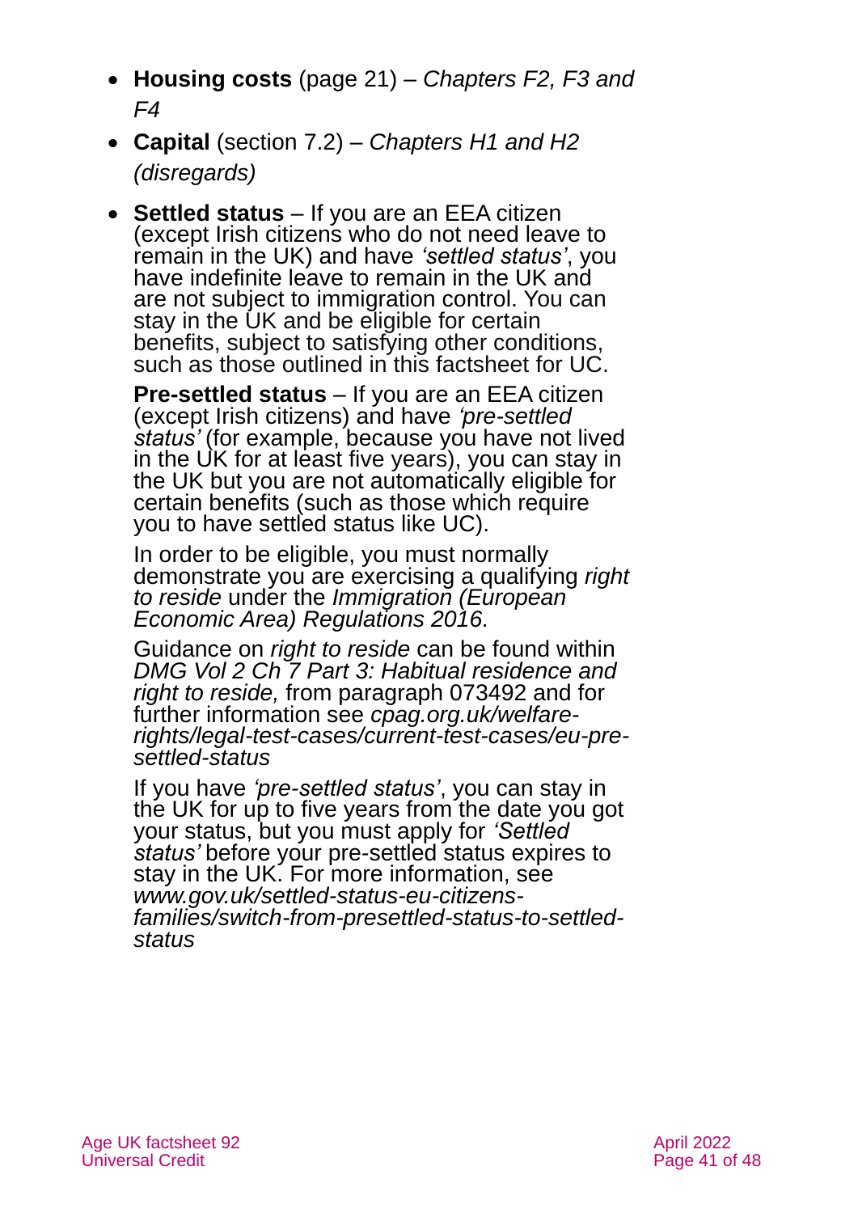- **Housing costs** (page 21) – *Chapters F2, F3 and F4*
- **Capital** (section 7.2) – *Chapters H1 and H2 (disregards)*
- **Settled status** – If you are an EEA citizen (except Irish citizens who do not need leave to remain in the UK) and have *'settled status'*, you have indefinite leave to remain in the UK and are not subject to immigration control. You can stay in the UK and be eligible for certain benefits, subject to satisfying other conditions, such as those outlined in this factsheet for UC.

  **Pre-settled status** – If you are an EEA citizen (except Irish citizens) and have *'pre-settled status'* (for example, because you have not lived in the UK for at least five years), you can stay in the UK but you are not automatically eligible for certain benefits (such as those which require you to have settled status like UC).

  In order to be eligible, you must normally demonstrate you are exercising a qualifying *right to reside* under the *Immigration (European Economic Area) Regulations 2016.*

  Guidance on *right to reside* can be found within *DMG Vol 2 Ch 7 Part 3: Habitual residence and right to reside,* from paragraph 073492 and for further information see *cpag.org.uk/welfare-rights/legal-test-cases/current-test-cases/eu-pre-settled-status*

  If you have *'pre-settled status'*, you can stay in the UK for up to five years from the date you got your status, but you must apply for *'Settled status'* before your pre-settled status expires to stay in the UK. For more information, see *www.gov.uk/settled-status-eu-citizens-families/switch-from-presettled-status-to-settled-status*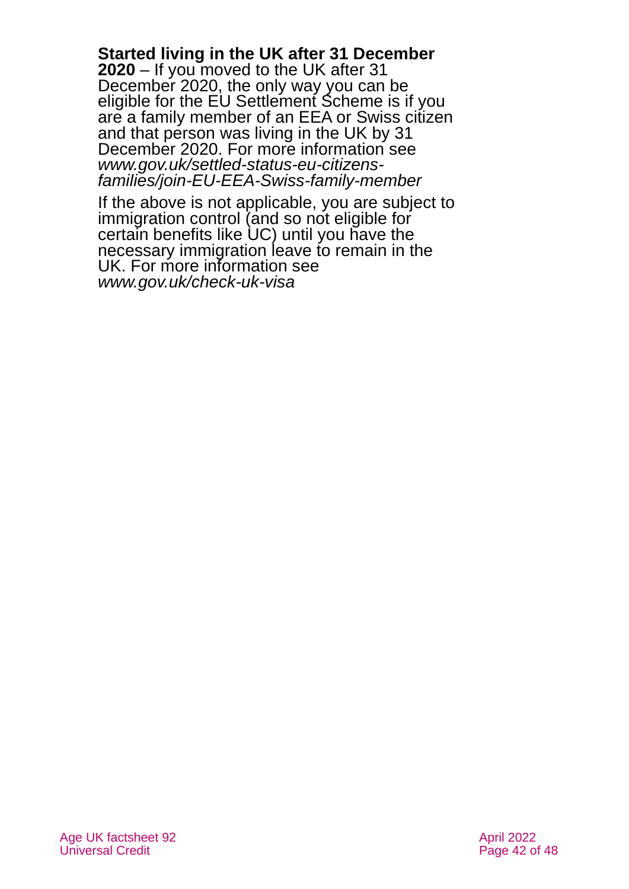**Started living in the UK after 31 December 2020** – If you moved to the UK after 31 December 2020, the only way you can be eligible for the EU Settlement Scheme is if you are a family member of an EEA or Swiss citizen and that person was living in the UK by 31 December 2020. For more information see *www.gov.uk/settled-status-eu-citizens-families/join-EU-EEA-Swiss-family-member*

If the above is not applicable, you are subject to immigration control (and so not eligible for certain benefits like UC) until you have the necessary immigration leave to remain in the UK. For more information see *www.gov.uk/check-uk-visa*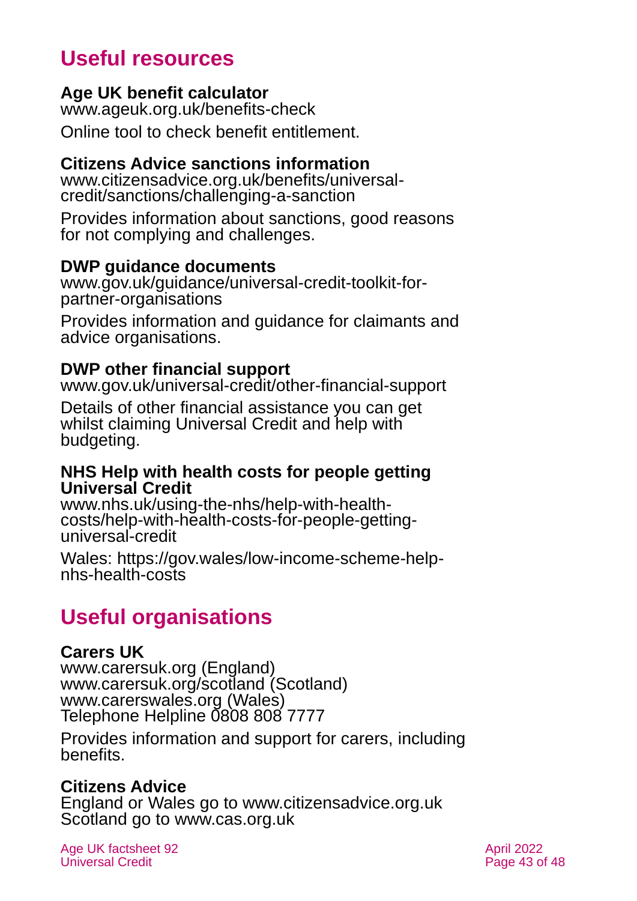## Useful resources

**Age UK benefit calculator**
www.ageuk.org.uk/benefits-check

Online tool to check benefit entitlement.

**Citizens Advice sanctions information**
www.citizensadvice.org.uk/benefits/universal-credit/sanctions/challenging-a-sanction

Provides information about sanctions, good reasons for not complying and challenges.

**DWP guidance documents**
www.gov.uk/guidance/universal-credit-toolkit-for-partner-organisations

Provides information and guidance for claimants and advice organisations.

**DWP other financial support**
www.gov.uk/universal-credit/other-financial-support

Details of other financial assistance you can get whilst claiming Universal Credit and help with budgeting.

**NHS Help with health costs for people getting Universal Credit**
www.nhs.uk/using-the-nhs/help-with-health-costs/help-with-health-costs-for-people-getting-universal-credit

Wales: https://gov.wales/low-income-scheme-help-nhs-health-costs

## Useful organisations

**Carers UK**
www.carersuk.org (England)
www.carersuk.org/scotland (Scotland)
www.carerswales.org (Wales)
Telephone Helpline 0808 808 7777

Provides information and support for carers, including benefits.

**Citizens Advice**
England or Wales go to www.citizensadvice.org.uk
Scotland go to www.cas.org.uk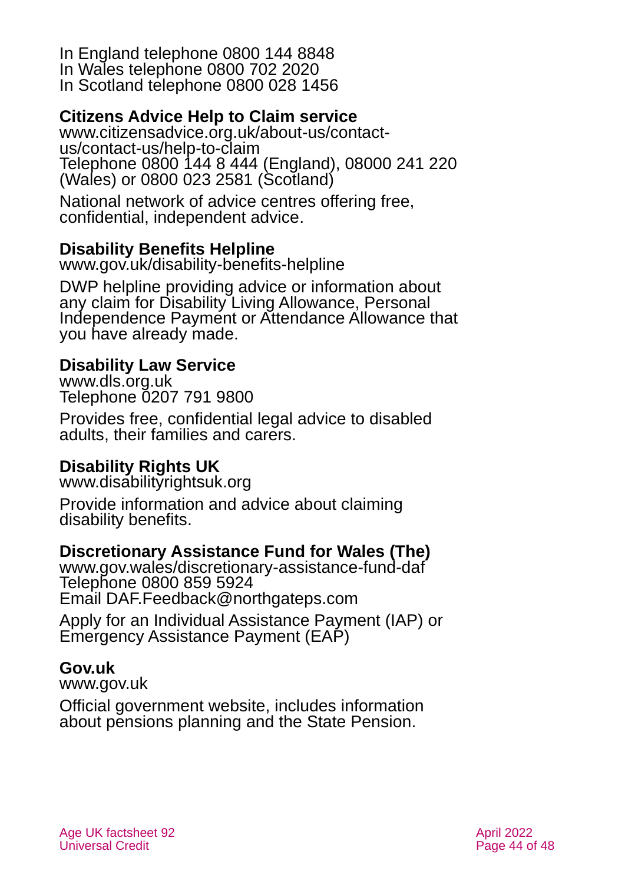In England telephone 0800 144 8848
In Wales telephone 0800 702 2020
In Scotland telephone 0800 028 1456

**Citizens Advice Help to Claim service**
www.citizensadvice.org.uk/about-us/contact-us/contact-us/help-to-claim
Telephone 0800 144 8 444 (England), 08000 241 220 (Wales) or 0800 023 2581 (Scotland)

National network of advice centres offering free, confidential, independent advice.

**Disability Benefits Helpline**
www.gov.uk/disability-benefits-helpline

DWP helpline providing advice or information about any claim for Disability Living Allowance, Personal Independence Payment or Attendance Allowance that you have already made.

**Disability Law Service**
www.dls.org.uk
Telephone 0207 791 9800

Provides free, confidential legal advice to disabled adults, their families and carers.

**Disability Rights UK**
www.disabilityrightsuk.org

Provide information and advice about claiming disability benefits.

**Discretionary Assistance Fund for Wales (The)**
www.gov.wales/discretionary-assistance-fund-daf
Telephone 0800 859 5924
Email DAF.Feedback@northgateps.com

Apply for an Individual Assistance Payment (IAP) or Emergency Assistance Payment (EAP)

**Gov.uk**
www.gov.uk

Official government website, includes information about pensions planning and the State Pension.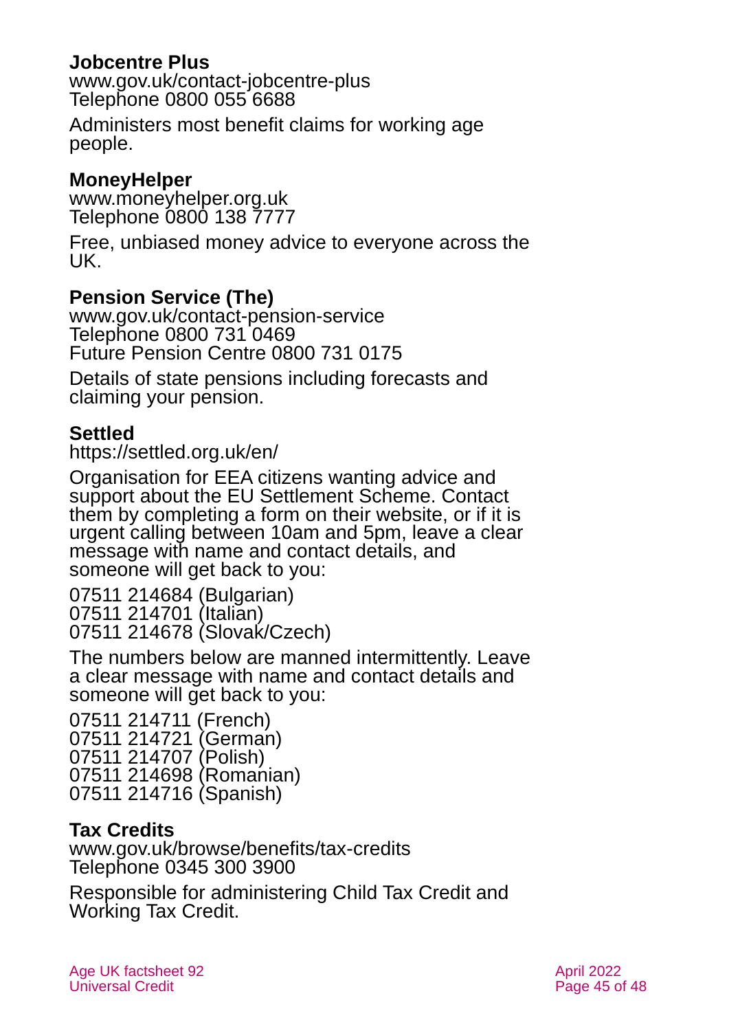**Jobcentre Plus**
www.gov.uk/contact-jobcentre-plus
Telephone 0800 055 6688

Administers most benefit claims for working age people.

**MoneyHelper**
www.moneyhelper.org.uk
Telephone 0800 138 7777

Free, unbiased money advice to everyone across the UK.

**Pension Service (The)**
www.gov.uk/contact-pension-service
Telephone 0800 731 0469
Future Pension Centre 0800 731 0175

Details of state pensions including forecasts and claiming your pension.

**Settled**
https://settled.org.uk/en/

Organisation for EEA citizens wanting advice and support about the EU Settlement Scheme. Contact them by completing a form on their website, or if it is urgent calling between 10am and 5pm, leave a clear message with name and contact details, and someone will get back to you:

07511 214684 (Bulgarian)
07511 214701 (Italian)
07511 214678 (Slovak/Czech)

The numbers below are manned intermittently. Leave a clear message with name and contact details and someone will get back to you:

07511 214711 (French)
07511 214721 (German)
07511 214707 (Polish)
07511 214698 (Romanian)
07511 214716 (Spanish)

**Tax Credits**
www.gov.uk/browse/benefits/tax-credits
Telephone 0345 300 3900

Responsible for administering Child Tax Credit and Working Tax Credit.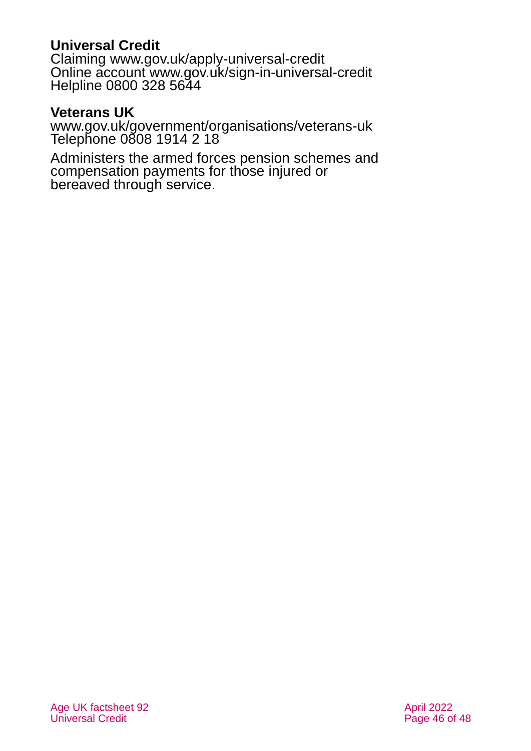**Universal Credit**
Claiming www.gov.uk/apply-universal-credit
Online account www.gov.uk/sign-in-universal-credit
Helpline 0800 328 5644

**Veterans UK**
www.gov.uk/government/organisations/veterans-uk
Telephone 0808 1914 2 18

Administers the armed forces pension schemes and compensation payments for those injured or bereaved through service.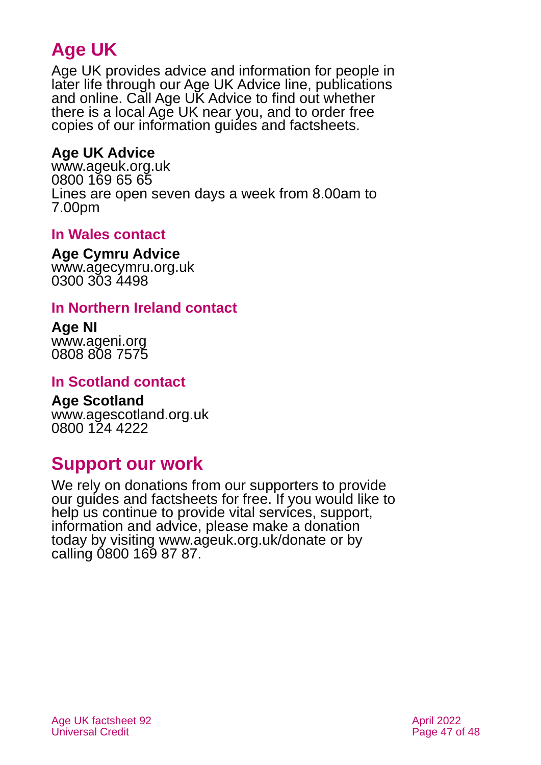## Age UK

Age UK provides advice and information for people in later life through our Age UK Advice line, publications and online. Call Age UK Advice to find out whether there is a local Age UK near you, and to order free copies of our information guides and factsheets.

**Age UK Advice**
www.ageuk.org.uk
0800 169 65 65
Lines are open seven days a week from 8.00am to 7.00pm

### In Wales contact

**Age Cymru Advice**
www.agecymru.org.uk
0300 303 4498

### In Northern Ireland contact

**Age NI**
www.ageni.org
0808 808 7575

### In Scotland contact

**Age Scotland**
www.agescotland.org.uk
0800 124 4222

## Support our work

We rely on donations from our supporters to provide our guides and factsheets for free. If you would like to help us continue to provide vital services, support, information and advice, please make a donation today by visiting www.ageuk.org.uk/donate or by calling 0800 169 87 87.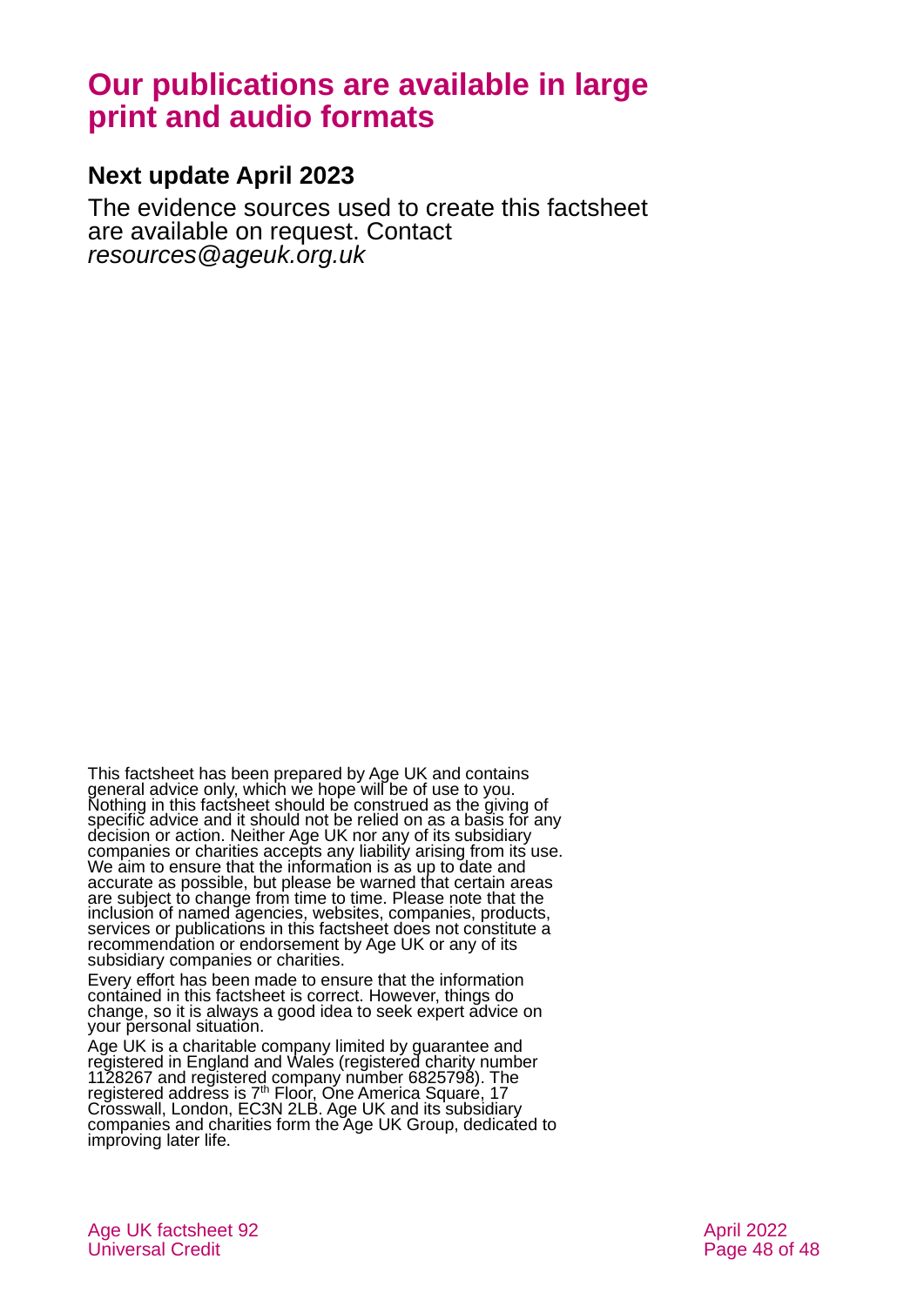# Our publications are available in large print and audio formats

## Next update April 2023

The evidence sources used to create this factsheet are available on request. Contact *resources@ageuk.org.uk*

This factsheet has been prepared by Age UK and contains general advice only, which we hope will be of use to you. Nothing in this factsheet should be construed as the giving of specific advice and it should not be relied on as a basis for any decision or action. Neither Age UK nor any of its subsidiary companies or charities accepts any liability arising from its use. We aim to ensure that the information is as up to date and accurate as possible, but please be warned that certain areas are subject to change from time to time. Please note that the inclusion of named agencies, websites, companies, products, services or publications in this factsheet does not constitute a recommendation or endorsement by Age UK or any of its subsidiary companies or charities.

Every effort has been made to ensure that the information contained in this factsheet is correct. However, things do change, so it is always a good idea to seek expert advice on your personal situation.

Age UK is a charitable company limited by guarantee and registered in England and Wales (registered charity number 1128267 and registered company number 6825798). The registered address is 7th Floor, One America Square, 17 Crosswall, London, EC3N 2LB. Age UK and its subsidiary companies and charities form the Age UK Group, dedicated to improving later life.